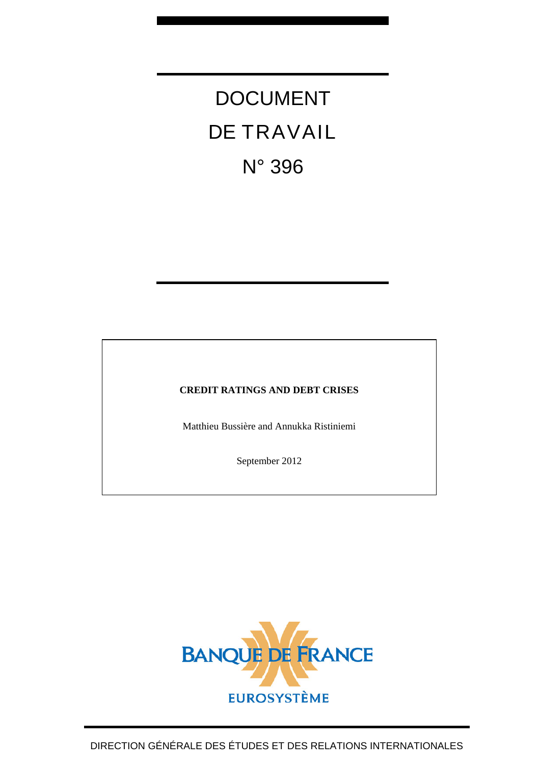# DOCUMENT DE TRAVAIL N° 396

**CREDIT RATINGS AND DEBT CRISES**

Matthieu Bussière and Annukka Ristiniemi

September 2012

BANQUE DE FRANCE

EUROSYSTÈME

DIRECTION GÉNÉRALE DES ÉTUDES ET DES RELATIONS INTERNATIONALES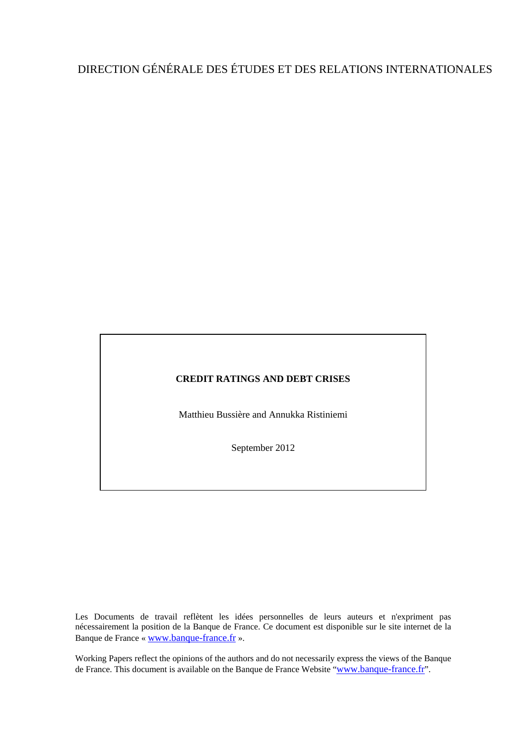DIRECTION GÉNÉRALE DES ÉTUDES ET DES RELATIONS INTERNATIONALES

**CREDIT RATINGS AND DEBT CRISES**

Matthieu Bussière and Annukka Ristiniemi

September 2012

Les Documents de travail reflètent les idées personnelles de leurs auteurs et n'expriment pas nécessairement la position de la Banque de France. Ce document est disponible sur le site internet de la Banque de France « www.banque-france.fr ».

Working Papers reflect the opinions of the authors and do not necessarily express the views of the Banque de France. This document is available on the Banque de France Website "www.banque-france.fr".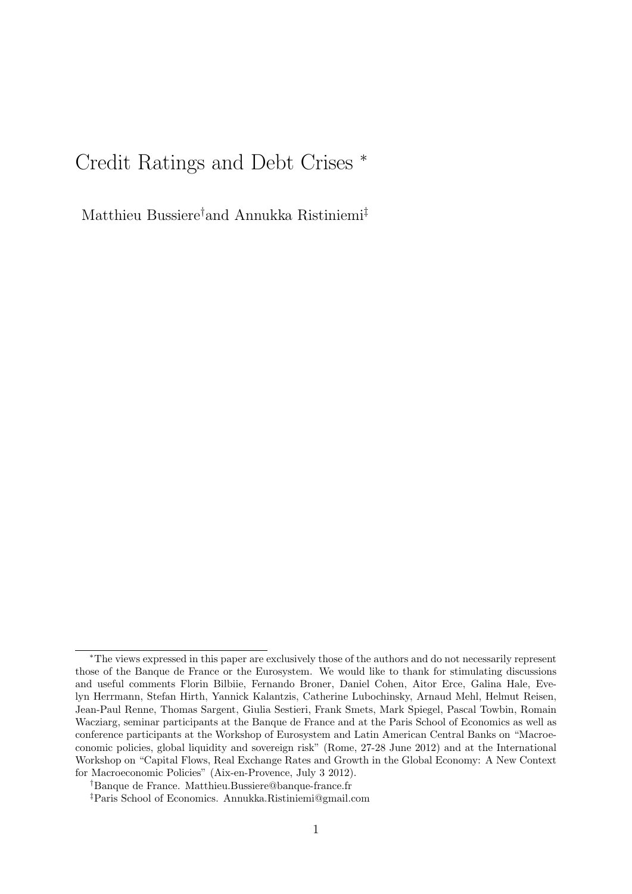# Credit Ratings and Debt Crises [*]

Matthieu Bussiere[†] and Annukka Ristiniemi[‡]

---

[*]The views expressed in this paper are exclusively those of the authors and do not necessarily represent those of the Banque de France or the Eurosystem. We would like to thank for stimulating discussions and useful comments Florin Bilbiie, Fernando Broner, Daniel Cohen, Aitor Erce, Galina Hale, Evelyn Herrmann, Stefan Hirth, Yannick Kalantzis, Catherine Lubochinsky, Arnaud Mehl, Helmut Reisen, Jean-Paul Renne, Thomas Sargent, Giulia Sestieri, Frank Smets, Mark Spiegel, Pascal Towbin, Romain Wacziarg, seminar participants at the Banque de France and at the Paris School of Economics as well as conference participants at the Workshop of Eurosystem and Latin American Central Banks on "Macroeconomic policies, global liquidity and sovereign risk" (Rome, 27-28 June 2012) and at the International Workshop on "Capital Flows, Real Exchange Rates and Growth in the Global Economy: A New Context for Macroeconomic Policies" (Aix-en-Provence, July 3 2012).

[†]Banque de France. Matthieu.Bussiere@banque-france.fr

[‡]Paris School of Economics. Annukka.Ristiniemi@gmail.com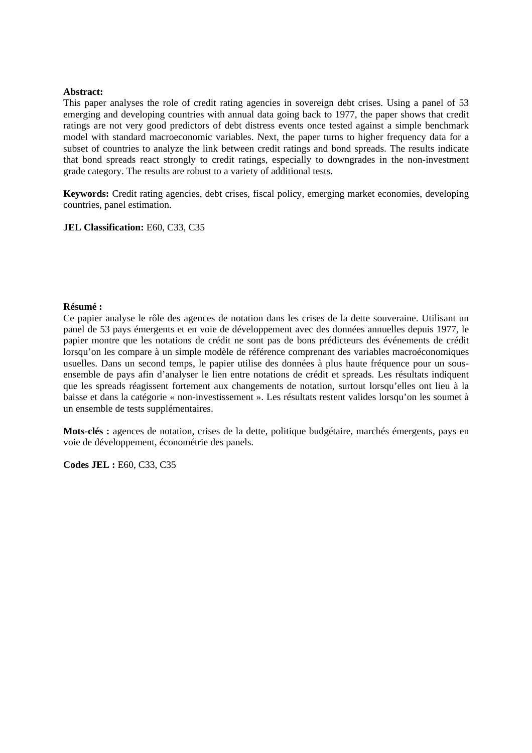**Abstract:**

This paper analyses the role of credit rating agencies in sovereign debt crises. Using a panel of 53 emerging and developing countries with annual data going back to 1977, the paper shows that credit ratings are not very good predictors of debt distress events once tested against a simple benchmark model with standard macroeconomic variables. Next, the paper turns to higher frequency data for a subset of countries to analyze the link between credit ratings and bond spreads. The results indicate that bond spreads react strongly to credit ratings, especially to downgrades in the non-investment grade category. The results are robust to a variety of additional tests.

**Keywords:** Credit rating agencies, debt crises, fiscal policy, emerging market economies, developing countries, panel estimation.

**JEL Classification:** E60, C33, C35

**Résumé :**

Ce papier analyse le rôle des agences de notation dans les crises de la dette souveraine. Utilisant un panel de 53 pays émergents et en voie de développement avec des données annuelles depuis 1977, le papier montre que les notations de crédit ne sont pas de bons prédicteurs des événements de crédit lorsqu'on les compare à un simple modèle de référence comprenant des variables macroéconomiques usuelles. Dans un second temps, le papier utilise des données à plus haute fréquence pour un sous-ensemble de pays afin d'analyser le lien entre notations de crédit et spreads. Les résultats indiquent que les spreads réagissent fortement aux changements de notation, surtout lorsqu'elles ont lieu à la baisse et dans la catégorie « non-investissement ». Les résultats restent valides lorsqu'on les soumet à un ensemble de tests supplémentaires.

**Mots-clés :** agences de notation, crises de la dette, politique budgétaire, marchés émergents, pays en voie de développement, économétrie des panels.

**Codes JEL :** E60, C33, C35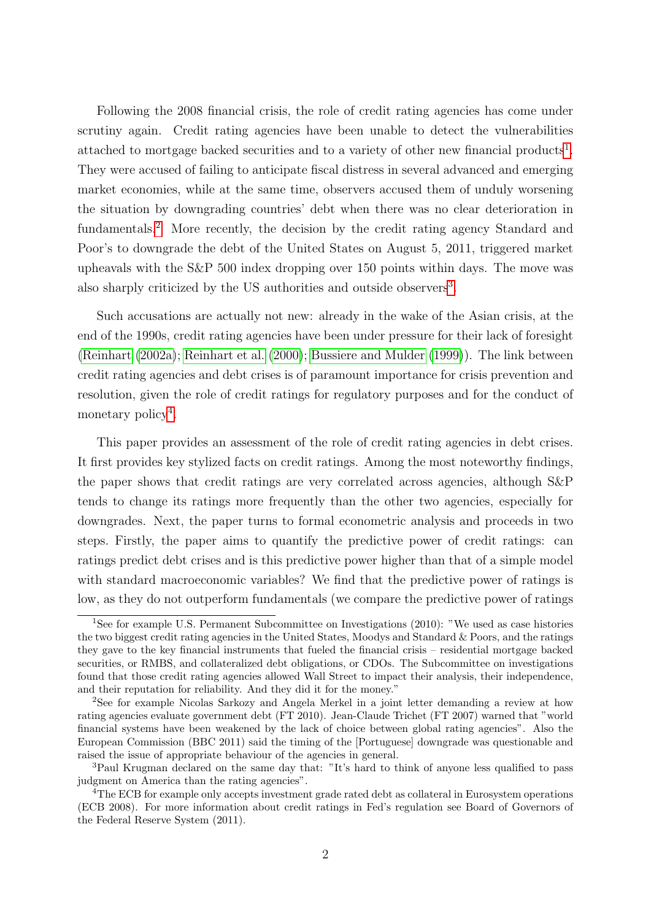Following the 2008 financial crisis, the role of credit rating agencies has come under scrutiny again. Credit rating agencies have been unable to detect the vulnerabilities attached to mortgage backed securities and to a variety of other new financial products[1]. They were accused of failing to anticipate fiscal distress in several advanced and emerging market economies, while at the same time, observers accused them of unduly worsening the situation by downgrading countries' debt when there was no clear deterioration in fundamentals.[2] More recently, the decision by the credit rating agency Standard and Poor's to downgrade the debt of the United States on August 5, 2011, triggered market upheavals with the S&P 500 index dropping over 150 points within days. The move was also sharply criticized by the US authorities and outside observers[3].

Such accusations are actually not new: already in the wake of the Asian crisis, at the end of the 1990s, credit rating agencies have been under pressure for their lack of foresight (Reinhart (2002a); Reinhart et al. (2000); Bussiere and Mulder (1999)). The link between credit rating agencies and debt crises is of paramount importance for crisis prevention and resolution, given the role of credit ratings for regulatory purposes and for the conduct of monetary policy[4].

This paper provides an assessment of the role of credit rating agencies in debt crises. It first provides key stylized facts on credit ratings. Among the most noteworthy findings, the paper shows that credit ratings are very correlated across agencies, although S&P tends to change its ratings more frequently than the other two agencies, especially for downgrades. Next, the paper turns to formal econometric analysis and proceeds in two steps. Firstly, the paper aims to quantify the predictive power of credit ratings: can ratings predict debt crises and is this predictive power higher than that of a simple model with standard macroeconomic variables? We find that the predictive power of ratings is low, as they do not outperform fundamentals (we compare the predictive power of ratings

[1]See for example U.S. Permanent Subcommittee on Investigations (2010): "We used as case histories the two biggest credit rating agencies in the United States, Moodys and Standard & Poors, and the ratings they gave to the key financial instruments that fueled the financial crisis – residential mortgage backed securities, or RMBS, and collateralized debt obligations, or CDOs. The Subcommittee on investigations found that those credit rating agencies allowed Wall Street to impact their analysis, their independence, and their reputation for reliability. And they did it for the money."

[2]See for example Nicolas Sarkozy and Angela Merkel in a joint letter demanding a review at how rating agencies evaluate government debt (FT 2010). Jean-Claude Trichet (FT 2007) warned that "world financial systems have been weakened by the lack of choice between global rating agencies". Also the European Commission (BBC 2011) said the timing of the [Portuguese] downgrade was questionable and raised the issue of appropriate behaviour of the agencies in general.

[3]Paul Krugman declared on the same day that: "It's hard to think of anyone less qualified to pass judgment on America than the rating agencies".

[4]The ECB for example only accepts investment grade rated debt as collateral in Eurosystem operations (ECB 2008). For more information about credit ratings in Fed's regulation see Board of Governors of the Federal Reserve System (2011).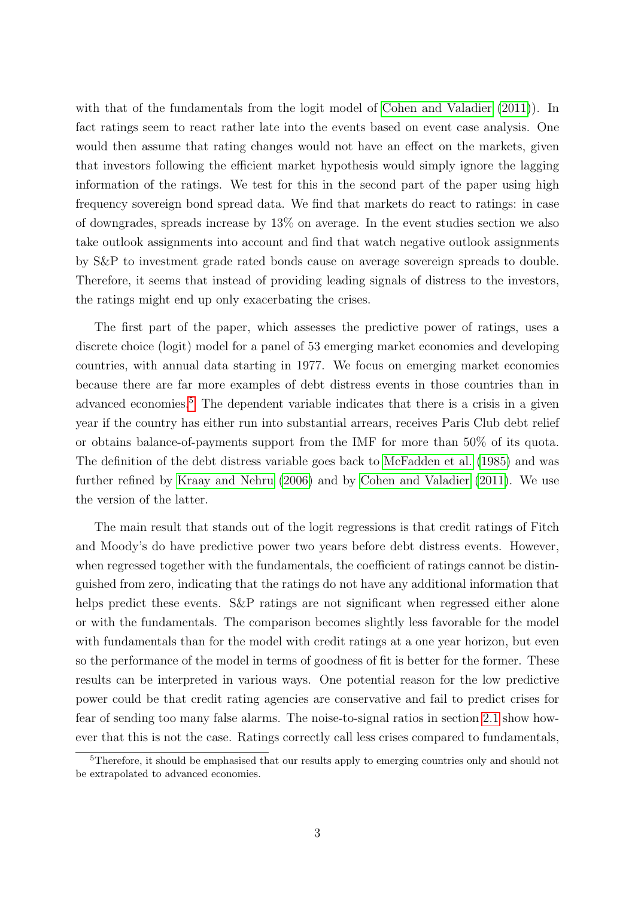with that of the fundamentals from the logit model of Cohen and Valadier (2011)). In fact ratings seem to react rather late into the events based on event case analysis. One would then assume that rating changes would not have an effect on the markets, given that investors following the efficient market hypothesis would simply ignore the lagging information of the ratings. We test for this in the second part of the paper using high frequency sovereign bond spread data. We find that markets do react to ratings: in case of downgrades, spreads increase by 13% on average. In the event studies section we also take outlook assignments into account and find that watch negative outlook assignments by S&P to investment grade rated bonds cause on average sovereign spreads to double. Therefore, it seems that instead of providing leading signals of distress to the investors, the ratings might end up only exacerbating the crises.

The first part of the paper, which assesses the predictive power of ratings, uses a discrete choice (logit) model for a panel of 53 emerging market economies and developing countries, with annual data starting in 1977. We focus on emerging market economies because there are far more examples of debt distress events in those countries than in advanced economies.[5] The dependent variable indicates that there is a crisis in a given year if the country has either run into substantial arrears, receives Paris Club debt relief or obtains balance-of-payments support from the IMF for more than 50% of its quota. The definition of the debt distress variable goes back to McFadden et al. (1985) and was further refined by Kraay and Nehru (2006) and by Cohen and Valadier (2011). We use the version of the latter.

The main result that stands out of the logit regressions is that credit ratings of Fitch and Moody's do have predictive power two years before debt distress events. However, when regressed together with the fundamentals, the coefficient of ratings cannot be distinguished from zero, indicating that the ratings do not have any additional information that helps predict these events. S&P ratings are not significant when regressed either alone or with the fundamentals. The comparison becomes slightly less favorable for the model with fundamentals than for the model with credit ratings at a one year horizon, but even so the performance of the model in terms of goodness of fit is better for the former. These results can be interpreted in various ways. One potential reason for the low predictive power could be that credit rating agencies are conservative and fail to predict crises for fear of sending too many false alarms. The noise-to-signal ratios in section 2.1 show however that this is not the case. Ratings correctly call less crises compared to fundamentals,

[5]Therefore, it should be emphasised that our results apply to emerging countries only and should not be extrapolated to advanced economies.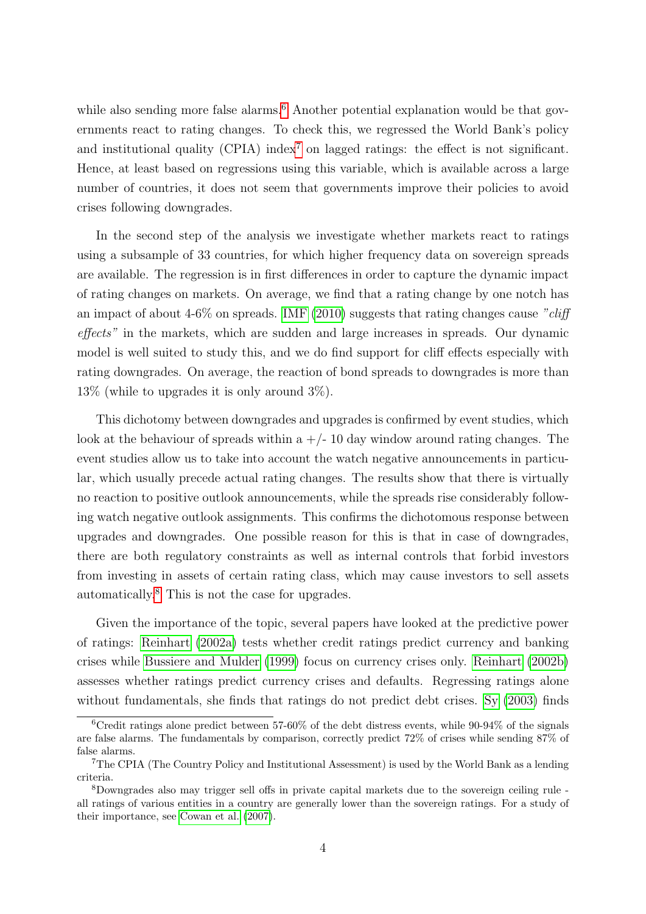while also sending more false alarms.[6] Another potential explanation would be that governments react to rating changes. To check this, we regressed the World Bank's policy and institutional quality (CPIA) index[7] on lagged ratings: the effect is not significant. Hence, at least based on regressions using this variable, which is available across a large number of countries, it does not seem that governments improve their policies to avoid crises following downgrades.

In the second step of the analysis we investigate whether markets react to ratings using a subsample of 33 countries, for which higher frequency data on sovereign spreads are available. The regression is in first differences in order to capture the dynamic impact of rating changes on markets. On average, we find that a rating change by one notch has an impact of about 4-6% on spreads. IMF (2010) suggests that rating changes cause *"cliff effects"* in the markets, which are sudden and large increases in spreads. Our dynamic model is well suited to study this, and we do find support for cliff effects especially with rating downgrades. On average, the reaction of bond spreads to downgrades is more than 13% (while to upgrades it is only around 3%).

This dichotomy between downgrades and upgrades is confirmed by event studies, which look at the behaviour of spreads within a +/- 10 day window around rating changes. The event studies allow us to take into account the watch negative announcements in particular, which usually precede actual rating changes. The results show that there is virtually no reaction to positive outlook announcements, while the spreads rise considerably following watch negative outlook assignments. This confirms the dichotomous response between upgrades and downgrades. One possible reason for this is that in case of downgrades, there are both regulatory constraints as well as internal controls that forbid investors from investing in assets of certain rating class, which may cause investors to sell assets automatically.[8] This is not the case for upgrades.

Given the importance of the topic, several papers have looked at the predictive power of ratings: Reinhart (2002a) tests whether credit ratings predict currency and banking crises while Bussiere and Mulder (1999) focus on currency crises only. Reinhart (2002b) assesses whether ratings predict currency crises and defaults. Regressing ratings alone without fundamentals, she finds that ratings do not predict debt crises. Sy (2003) finds

---

[6] Credit ratings alone predict between 57-60% of the debt distress events, while 90-94% of the signals are false alarms. The fundamentals by comparison, correctly predict 72% of crises while sending 87% of false alarms.

[7] The CPIA (The Country Policy and Institutional Assessment) is used by the World Bank as a lending criteria.

[8] Downgrades also may trigger sell offs in private capital markets due to the sovereign ceiling rule - all ratings of various entities in a country are generally lower than the sovereign ratings. For a study of their importance, see Cowan et al. (2007).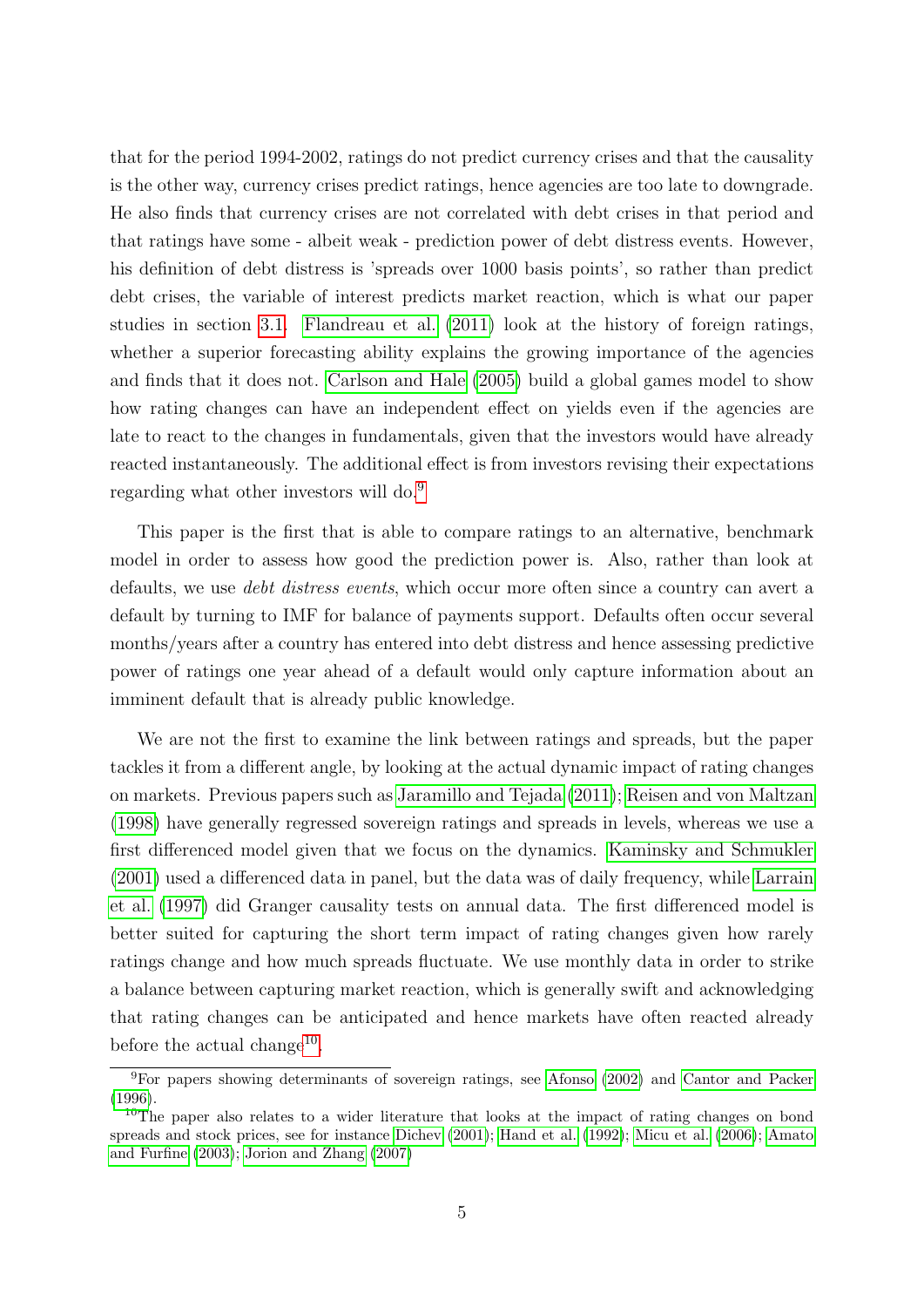that for the period 1994-2002, ratings do not predict currency crises and that the causality is the other way, currency crises predict ratings, hence agencies are too late to downgrade. He also finds that currency crises are not correlated with debt crises in that period and that ratings have some - albeit weak - prediction power of debt distress events. However, his definition of debt distress is 'spreads over 1000 basis points', so rather than predict debt crises, the variable of interest predicts market reaction, which is what our paper studies in section 3.1. Flandreau et al. (2011) look at the history of foreign ratings, whether a superior forecasting ability explains the growing importance of the agencies and finds that it does not. Carlson and Hale (2005) build a global games model to show how rating changes can have an independent effect on yields even if the agencies are late to react to the changes in fundamentals, given that the investors would have already reacted instantaneously. The additional effect is from investors revising their expectations regarding what other investors will do.[9]

This paper is the first that is able to compare ratings to an alternative, benchmark model in order to assess how good the prediction power is. Also, rather than look at defaults, we use *debt distress events*, which occur more often since a country can avert a default by turning to IMF for balance of payments support. Defaults often occur several months/years after a country has entered into debt distress and hence assessing predictive power of ratings one year ahead of a default would only capture information about an imminent default that is already public knowledge.

We are not the first to examine the link between ratings and spreads, but the paper tackles it from a different angle, by looking at the actual dynamic impact of rating changes on markets. Previous papers such as Jaramillo and Tejada (2011); Reisen and von Maltzan (1998) have generally regressed sovereign ratings and spreads in levels, whereas we use a first differenced model given that we focus on the dynamics. Kaminsky and Schmukler (2001) used a differenced data in panel, but the data was of daily frequency, while Larrain et al. (1997) did Granger causality tests on annual data. The first differenced model is better suited for capturing the short term impact of rating changes given how rarely ratings change and how much spreads fluctuate. We use monthly data in order to strike a balance between capturing market reaction, which is generally swift and acknowledging that rating changes can be anticipated and hence markets have often reacted already before the actual change[10].

[9] For papers showing determinants of sovereign ratings, see Afonso (2002) and Cantor and Packer (1996).

[10] The paper also relates to a wider literature that looks at the impact of rating changes on bond spreads and stock prices, see for instance Dichev (2001); Hand et al. (1992); Micu et al. (2006); Amato and Furfine (2003); Jorion and Zhang (2007)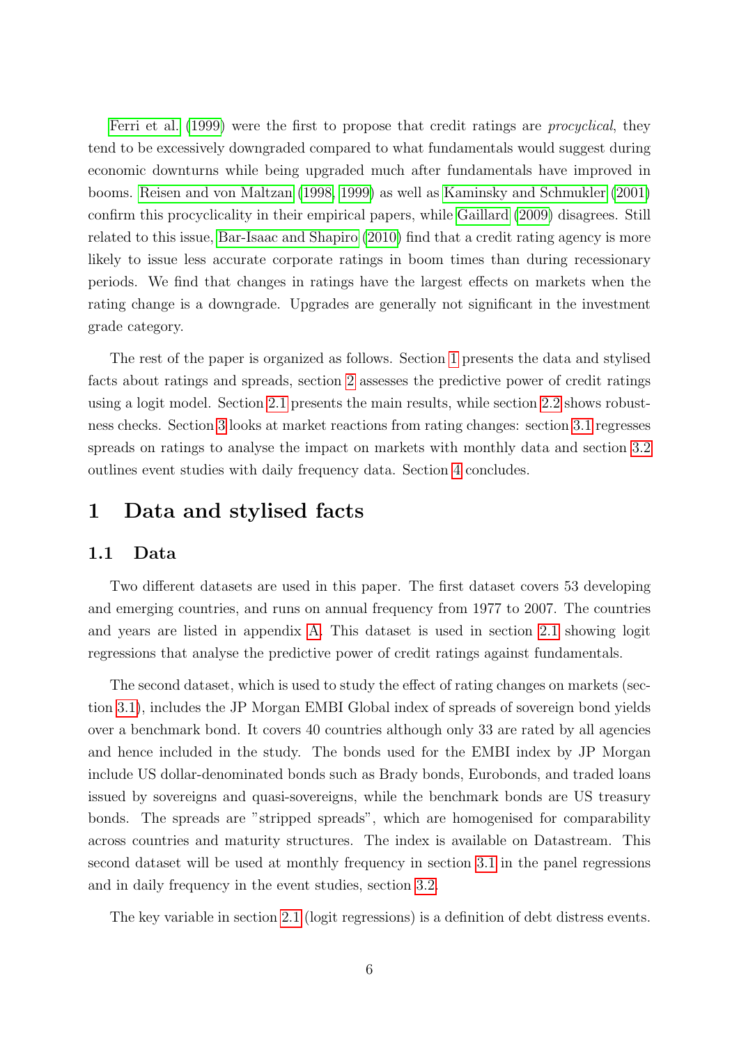Ferri et al. (1999) were the first to propose that credit ratings are *procyclical*, they tend to be excessively downgraded compared to what fundamentals would suggest during economic downturns while being upgraded much after fundamentals have improved in booms. Reisen and von Maltzan (1998, 1999) as well as Kaminsky and Schmukler (2001) confirm this procyclicality in their empirical papers, while Gaillard (2009) disagrees. Still related to this issue, Bar-Isaac and Shapiro (2010) find that a credit rating agency is more likely to issue less accurate corporate ratings in boom times than during recessionary periods. We find that changes in ratings have the largest effects on markets when the rating change is a downgrade. Upgrades are generally not significant in the investment grade category.

The rest of the paper is organized as follows. Section 1 presents the data and stylised facts about ratings and spreads, section 2 assesses the predictive power of credit ratings using a logit model. Section 2.1 presents the main results, while section 2.2 shows robustness checks. Section 3 looks at market reactions from rating changes: section 3.1 regresses spreads on ratings to analyse the impact on markets with monthly data and section 3.2 outlines event studies with daily frequency data. Section 4 concludes.

# 1 Data and stylised facts

## 1.1 Data

Two different datasets are used in this paper. The first dataset covers 53 developing and emerging countries, and runs on annual frequency from 1977 to 2007. The countries and years are listed in appendix A. This dataset is used in section 2.1 showing logit regressions that analyse the predictive power of credit ratings against fundamentals.

The second dataset, which is used to study the effect of rating changes on markets (section 3.1), includes the JP Morgan EMBI Global index of spreads of sovereign bond yields over a benchmark bond. It covers 40 countries although only 33 are rated by all agencies and hence included in the study. The bonds used for the EMBI index by JP Morgan include US dollar-denominated bonds such as Brady bonds, Eurobonds, and traded loans issued by sovereigns and quasi-sovereigns, while the benchmark bonds are US treasury bonds. The spreads are "stripped spreads", which are homogenised for comparability across countries and maturity structures. The index is available on Datastream. This second dataset will be used at monthly frequency in section 3.1 in the panel regressions and in daily frequency in the event studies, section 3.2.

The key variable in section 2.1 (logit regressions) is a definition of debt distress events.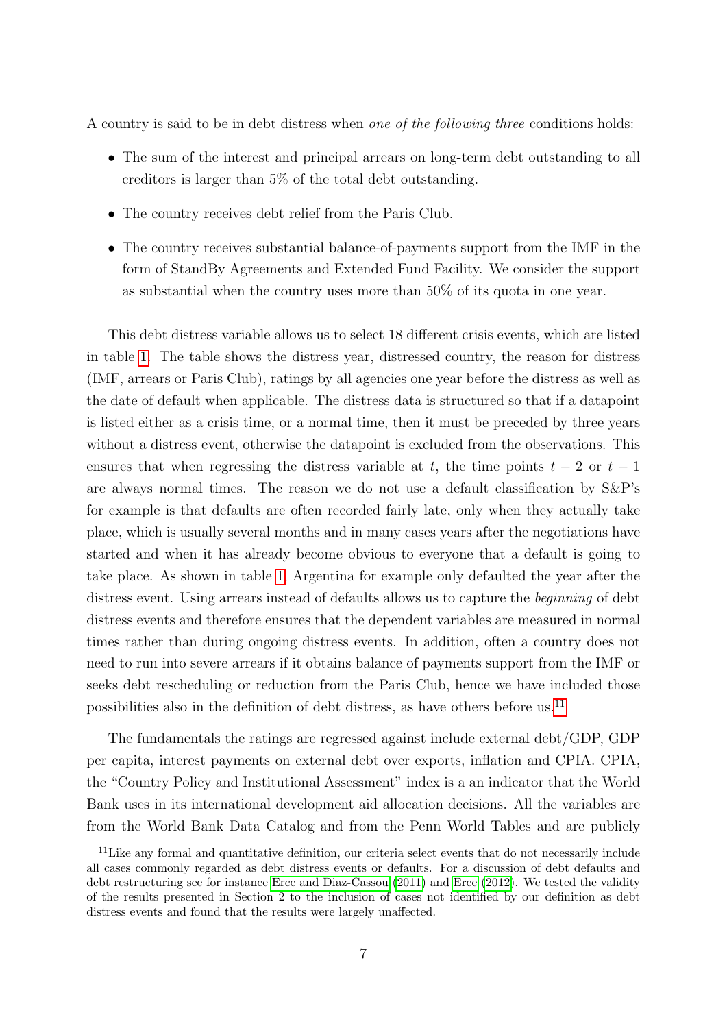A country is said to be in debt distress when *one of the following three* conditions holds:

- The sum of the interest and principal arrears on long-term debt outstanding to all creditors is larger than 5% of the total debt outstanding.
- The country receives debt relief from the Paris Club.
- The country receives substantial balance-of-payments support from the IMF in the form of StandBy Agreements and Extended Fund Facility. We consider the support as substantial when the country uses more than 50% of its quota in one year.

This debt distress variable allows us to select 18 different crisis events, which are listed in table 1. The table shows the distress year, distressed country, the reason for distress (IMF, arrears or Paris Club), ratings by all agencies one year before the distress as well as the date of default when applicable. The distress data is structured so that if a datapoint is listed either as a crisis time, or a normal time, then it must be preceded by three years without a distress event, otherwise the datapoint is excluded from the observations. This ensures that when regressing the distress variable at $t$, the time points $t-2$ or $t-1$ are always normal times. The reason we do not use a default classification by S&P's for example is that defaults are often recorded fairly late, only when they actually take place, which is usually several months and in many cases years after the negotiations have started and when it has already become obvious to everyone that a default is going to take place. As shown in table 1, Argentina for example only defaulted the year after the distress event. Using arrears instead of defaults allows us to capture the *beginning* of debt distress events and therefore ensures that the dependent variables are measured in normal times rather than during ongoing distress events. In addition, often a country does not need to run into severe arrears if it obtains balance of payments support from the IMF or seeks debt rescheduling or reduction from the Paris Club, hence we have included those possibilities also in the definition of debt distress, as have others before us.[11]

The fundamentals the ratings are regressed against include external debt/GDP, GDP per capita, interest payments on external debt over exports, inflation and CPIA. CPIA, the "Country Policy and Institutional Assessment" index is a an indicator that the World Bank uses in its international development aid allocation decisions. All the variables are from the World Bank Data Catalog and from the Penn World Tables and are publicly

[11] Like any formal and quantitative definition, our criteria select events that do not necessarily include all cases commonly regarded as debt distress events or defaults. For a discussion of debt defaults and debt restructuring see for instance Erce and Diaz-Cassou (2011) and Erce (2012). We tested the validity of the results presented in Section 2 to the inclusion of cases not identified by our definition as debt distress events and found that the results were largely unaffected.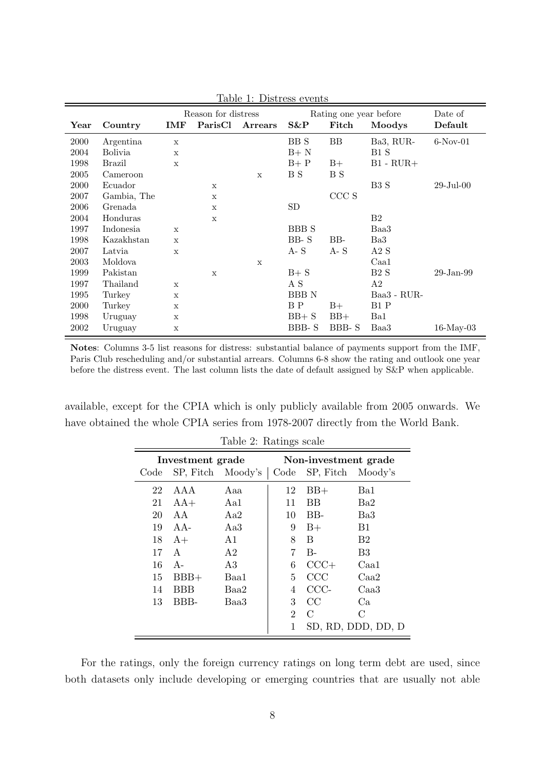Table 1: Distress events

| | | Reason for distress | | | Rating one year before | | | Date of |
|---|---|---|---|---|---|---|---|---|
| **Year** | **Country** | **IMF** | **ParisCl** | **Arrears** | **S&P** | **Fitch** | **Moodys** | **Default** |
| 2000 | Argentina | x | | | BB S | BB | Ba3, RUR- | 6-Nov-01 |
| 2004 | Bolivia | x | | | B+ N | | B1 S | |
| 1998 | Brazil | x | | | B+ P | B+ | B1 - RUR+ | |
| 2005 | Cameroon | | | x | B S | B S | | |
| 2000 | Ecuador | | x | | | | B3 S | 29-Jul-00 |
| 2007 | Gambia, The | | x | | | CCC S | | |
| 2006 | Grenada | | x | | SD | | | |
| 2004 | Honduras | | x | | | | B2 | |
| 1997 | Indonesia | x | | | BBB S | | Baa3 | |
| 1998 | Kazakhstan | x | | | BB- S | BB- | Ba3 | |
| 2007 | Latvia | x | | | A- S | A- S | A2 S | |
| 2003 | Moldova | | | x | | | Caa1 | |
| 1999 | Pakistan | | x | | B+ S | | B2 S | 29-Jan-99 |
| 1997 | Thailand | x | | | A S | | A2 | |
| 1995 | Turkey | x | | | BBB N | | Baa3 - RUR- | |
| 2000 | Turkey | x | | | B P | B+ | B1 P | |
| 1998 | Uruguay | x | | | BB+ S | BB+ | Ba1 | |
| 2002 | Uruguay | x | | | BBB- S | BBB- S | Baa3 | 16-May-03 |

**Notes**: Columns 3-5 list reasons for distress: substantial balance of payments support from the IMF, Paris Club rescheduling and/or substantial arrears. Columns 6-8 show the rating and outlook one year before the distress event. The last column lists the date of default assigned by S&P when applicable.

available, except for the CPIA which is only publicly available from 2005 onwards. We have obtained the whole CPIA series from 1978-2007 directly from the World Bank.

Table 2: Ratings scale

| **Investment grade** | | | **Non-investment grade** | | |
|---|---|---|---|---|---|
| Code | SP, Fitch | Moody's | Code | SP, Fitch | Moody's |
| 22 | AAA | Aaa | 12 | BB+ | Ba1 |
| 21 | AA+ | Aa1 | 11 | BB | Ba2 |
| 20 | AA | Aa2 | 10 | BB- | Ba3 |
| 19 | AA- | Aa3 | 9 | B+ | B1 |
| 18 | A+ | A1 | 8 | B | B2 |
| 17 | A | A2 | 7 | B- | B3 |
| 16 | A- | A3 | 6 | CCC+ | Caa1 |
| 15 | BBB+ | Baa1 | 5 | CCC | Caa2 |
| 14 | BBB | Baa2 | 4 | CCC- | Caa3 |
| 13 | BBB- | Baa3 | 3 | CC | Ca |
| | | | 2 | C | C |
| | | | 1 | SD, RD, DDD, DD, D | |

For the ratings, only the foreign currency ratings on long term debt are used, since both datasets only include developing or emerging countries that are usually not able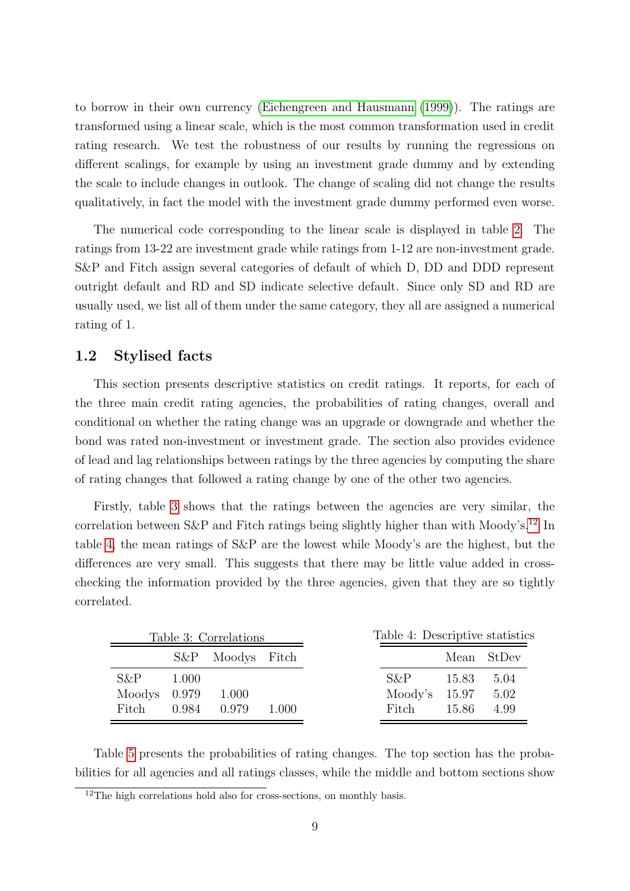to borrow in their own currency (Eichengreen and Hausmann (1999)). The ratings are transformed using a linear scale, which is the most common transformation used in credit rating research. We test the robustness of our results by running the regressions on different scalings, for example by using an investment grade dummy and by extending the scale to include changes in outlook. The change of scaling did not change the results qualitatively, in fact the model with the investment grade dummy performed even worse.

The numerical code corresponding to the linear scale is displayed in table 2. The ratings from 13-22 are investment grade while ratings from 1-12 are non-investment grade. S&P and Fitch assign several categories of default of which D, DD and DDD represent outright default and RD and SD indicate selective default. Since only SD and RD are usually used, we list all of them under the same category, they all are assigned a numerical rating of 1.

## 1.2 Stylised facts

This section presents descriptive statistics on credit ratings. It reports, for each of the three main credit rating agencies, the probabilities of rating changes, overall and conditional on whether the rating change was an upgrade or downgrade and whether the bond was rated non-investment or investment grade. The section also provides evidence of lead and lag relationships between ratings by the three agencies by computing the share of rating changes that followed a rating change by one of the other two agencies.

Firstly, table 3 shows that the ratings between the agencies are very similar, the correlation between S&P and Fitch ratings being slightly higher than with Moody's.[12] In table 4, the mean ratings of S&P are the lowest while Moody's are the highest, but the differences are very small. This suggests that there may be little value added in cross-checking the information provided by the three agencies, given that they are so tightly correlated.

Table 3: Correlations

| | S&P | Moodys | Fitch |
|---|---|---|---|
| S&P | 1.000 | | |
| Moodys | 0.979 | 1.000 | |
| Fitch | 0.984 | 0.979 | 1.000 |

Table 4: Descriptive statistics

| | Mean | StDev |
|---|---|---|
| S&P | 15.83 | 5.04 |
| Moody's | 15.97 | 5.02 |
| Fitch | 15.86 | 4.99 |

Table 5 presents the probabilities of rating changes. The top section has the probabilities for all agencies and all ratings classes, while the middle and bottom sections show

[12] The high correlations hold also for cross-sections, on monthly basis.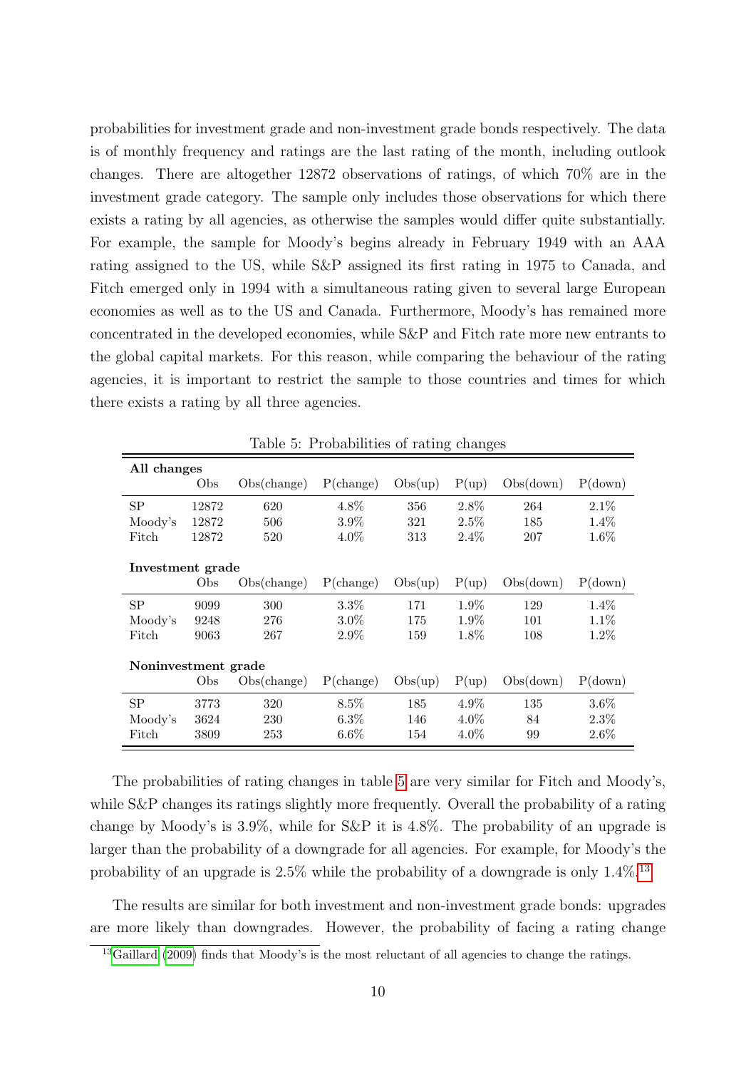probabilities for investment grade and non-investment grade bonds respectively. The data is of monthly frequency and ratings are the last rating of the month, including outlook changes. There are altogether 12872 observations of ratings, of which 70% are in the investment grade category. The sample only includes those observations for which there exists a rating by all agencies, as otherwise the samples would differ quite substantially. For example, the sample for Moody's begins already in February 1949 with an AAA rating assigned to the US, while S&P assigned its first rating in 1975 to Canada, and Fitch emerged only in 1994 with a simultaneous rating given to several large European economies as well as to the US and Canada. Furthermore, Moody's has remained more concentrated in the developed economies, while S&P and Fitch rate more new entrants to the global capital markets. For this reason, while comparing the behaviour of the rating agencies, it is important to restrict the sample to those countries and times for which there exists a rating by all three agencies.

Table 5: Probabilities of rating changes

| **All changes** | | | | | | | |
|---|---|---|---|---|---|---|---|
| | Obs | Obs(change) | P(change) | Obs(up) | P(up) | Obs(down) | P(down) |
| SP | 12872 | 620 | 4.8% | 356 | 2.8% | 264 | 2.1% |
| Moody's | 12872 | 506 | 3.9% | 321 | 2.5% | 185 | 1.4% |
| Fitch | 12872 | 520 | 4.0% | 313 | 2.4% | 207 | 1.6% |
| **Investment grade** | | | | | | | |
| | Obs | Obs(change) | P(change) | Obs(up) | P(up) | Obs(down) | P(down) |
| SP | 9099 | 300 | 3.3% | 171 | 1.9% | 129 | 1.4% |
| Moody's | 9248 | 276 | 3.0% | 175 | 1.9% | 101 | 1.1% |
| Fitch | 9063 | 267 | 2.9% | 159 | 1.8% | 108 | 1.2% |
| **Noninvestment grade** | | | | | | | |
| | Obs | Obs(change) | P(change) | Obs(up) | P(up) | Obs(down) | P(down) |
| SP | 3773 | 320 | 8.5% | 185 | 4.9% | 135 | 3.6% |
| Moody's | 3624 | 230 | 6.3% | 146 | 4.0% | 84 | 2.3% |
| Fitch | 3809 | 253 | 6.6% | 154 | 4.0% | 99 | 2.6% |

The probabilities of rating changes in table 5 are very similar for Fitch and Moody's, while S&P changes its ratings slightly more frequently. Overall the probability of a rating change by Moody's is 3.9%, while for S&P it is 4.8%. The probability of an upgrade is larger than the probability of a downgrade for all agencies. For example, for Moody's the probability of an upgrade is 2.5% while the probability of a downgrade is only 1.4%.[13]

The results are similar for both investment and non-investment grade bonds: upgrades are more likely than downgrades. However, the probability of facing a rating change

[13] Gaillard (2009) finds that Moody's is the most reluctant of all agencies to change the ratings.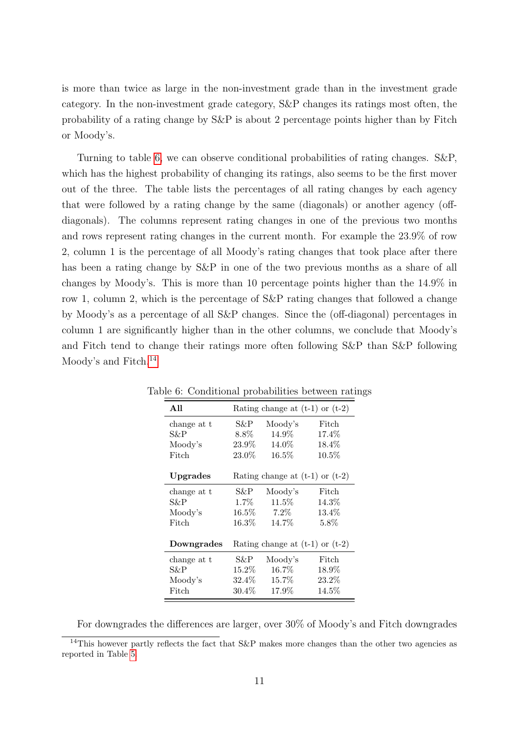is more than twice as large in the non-investment grade than in the investment grade category. In the non-investment grade category, S&P changes its ratings most often, the probability of a rating change by S&P is about 2 percentage points higher than by Fitch or Moody's.

Turning to table 6, we can observe conditional probabilities of rating changes. S&P, which has the highest probability of changing its ratings, also seems to be the first mover out of the three. The table lists the percentages of all rating changes by each agency that were followed by a rating change by the same (diagonals) or another agency (off-diagonals). The columns represent rating changes in one of the previous two months and rows represent rating changes in the current month. For example the 23.9% of row 2, column 1 is the percentage of all Moody's rating changes that took place after there has been a rating change by S&P in one of the two previous months as a share of all changes by Moody's. This is more than 10 percentage points higher than the 14.9% in row 1, column 2, which is the percentage of S&P rating changes that followed a change by Moody's as a percentage of all S&P changes. Since the (off-diagonal) percentages in column 1 are significantly higher than in the other columns, we conclude that Moody's and Fitch tend to change their ratings more often following S&P than S&P following Moody's and Fitch.[14]

Table 6: Conditional probabilities between ratings

| **All** | Rating change at (t-1) or (t-2) | | |
|---|---|---|---|
| change at t | S&P | Moody's | Fitch |
| S&P | 8.8% | 14.9% | 17.4% |
| Moody's | 23.9% | 14.0% | 18.4% |
| Fitch | 23.0% | 16.5% | 10.5% |
| **Upgrades** | Rating change at (t-1) or (t-2) | | |
| change at t | S&P | Moody's | Fitch |
| S&P | 1.7% | 11.5% | 14.3% |
| Moody's | 16.5% | 7.2% | 13.4% |
| Fitch | 16.3% | 14.7% | 5.8% |
| **Downgrades** | Rating change at (t-1) or (t-2) | | |
| change at t | S&P | Moody's | Fitch |
| S&P | 15.2% | 16.7% | 18.9% |
| Moody's | 32.4% | 15.7% | 23.2% |
| Fitch | 30.4% | 17.9% | 14.5% |

For downgrades the differences are larger, over 30% of Moody's and Fitch downgrades

[14] This however partly reflects the fact that S&P makes more changes than the other two agencies as reported in Table 5.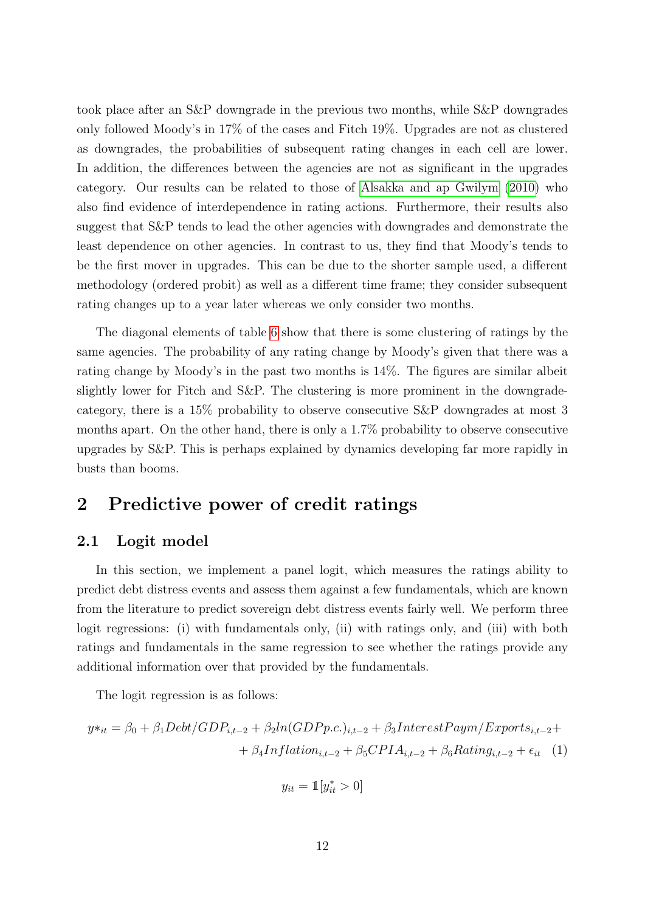took place after an S&P downgrade in the previous two months, while S&P downgrades only followed Moody's in 17% of the cases and Fitch 19%. Upgrades are not as clustered as downgrades, the probabilities of subsequent rating changes in each cell are lower. In addition, the differences between the agencies are not as significant in the upgrades category. Our results can be related to those of Alsakka and ap Gwilym (2010) who also find evidence of interdependence in rating actions. Furthermore, their results also suggest that S&P tends to lead the other agencies with downgrades and demonstrate the least dependence on other agencies. In contrast to us, they find that Moody's tends to be the first mover in upgrades. This can be due to the shorter sample used, a different methodology (ordered probit) as well as a different time frame; they consider subsequent rating changes up to a year later whereas we only consider two months.

The diagonal elements of table 6 show that there is some clustering of ratings by the same agencies. The probability of any rating change by Moody's given that there was a rating change by Moody's in the past two months is 14%. The figures are similar albeit slightly lower for Fitch and S&P. The clustering is more prominent in the downgrade-category, there is a 15% probability to observe consecutive S&P downgrades at most 3 months apart. On the other hand, there is only a 1.7% probability to observe consecutive upgrades by S&P. This is perhaps explained by dynamics developing far more rapidly in busts than booms.

# 2 Predictive power of credit ratings

## 2.1 Logit model

In this section, we implement a panel logit, which measures the ratings ability to predict debt distress events and assess them against a few fundamentals, which are known from the literature to predict sovereign debt distress events fairly well. We perform three logit regressions: (i) with fundamentals only, (ii) with ratings only, and (iii) with both ratings and fundamentals in the same regression to see whether the ratings provide any additional information over that provided by the fundamentals.

The logit regression is as follows:

$$y*_{it} = \beta_0 + \beta_1 Debt/GDP_{i,t-2} + \beta_2 ln(GDPp.c.)_{i,t-2} + \beta_3 InterestPaym/Exports_{i,t-2} + \\ + \beta_4 Inflation_{i,t-2} + \beta_5 CPIA_{i,t-2} + \beta_6 Rating_{i,t-2} + \epsilon_{it} \quad (1)$$

$$y_{it} = \mathbb{1}[y^*_{it} > 0]$$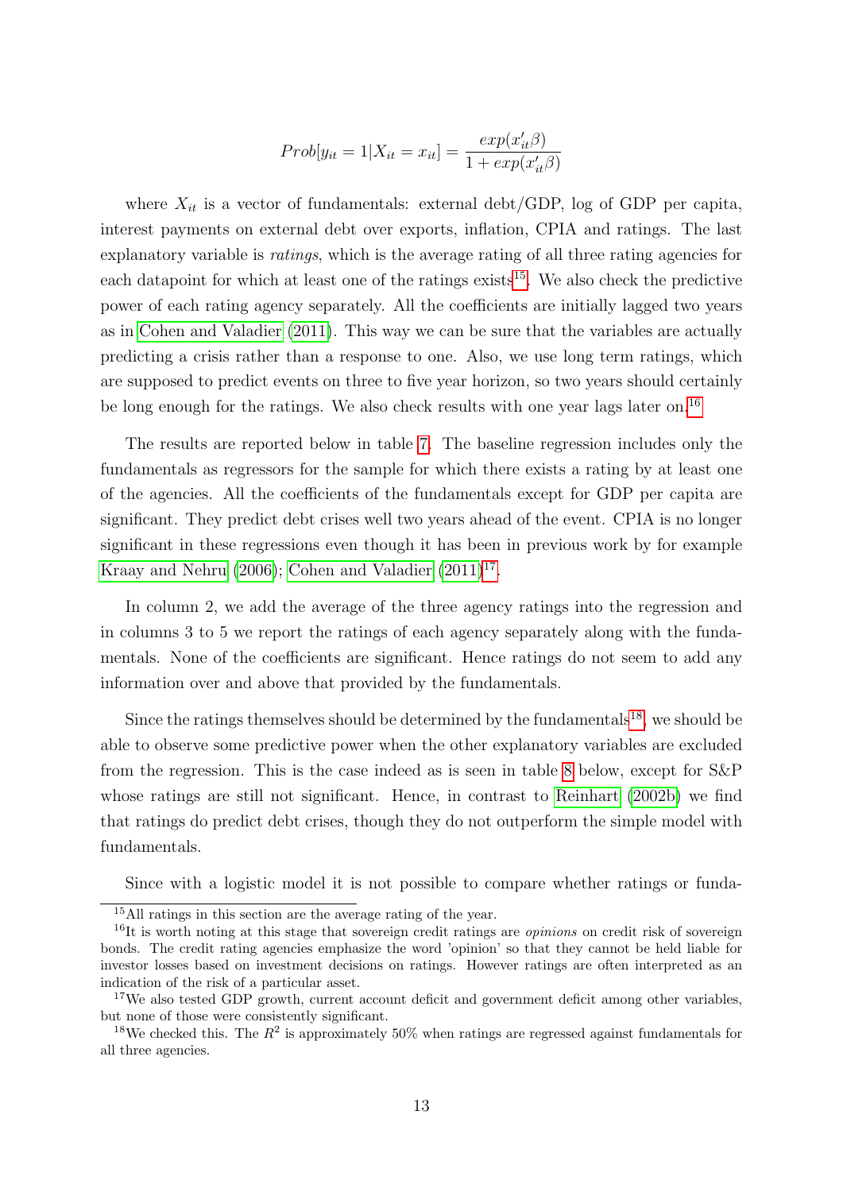$$Prob[y_{it} = 1 | X_{it} = x_{it}] = \frac{exp(x'_{it}\beta)}{1 + exp(x'_{it}\beta)}$$

where $X_{it}$ is a vector of fundamentals: external debt/GDP, log of GDP per capita, interest payments on external debt over exports, inflation, CPIA and ratings. The last explanatory variable is *ratings*, which is the average rating of all three rating agencies for each datapoint for which at least one of the ratings exists[15]. We also check the predictive power of each rating agency separately. All the coefficients are initially lagged two years as in Cohen and Valadier (2011). This way we can be sure that the variables are actually predicting a crisis rather than a response to one. Also, we use long term ratings, which are supposed to predict events on three to five year horizon, so two years should certainly be long enough for the ratings. We also check results with one year lags later on.[16]

The results are reported below in table 7. The baseline regression includes only the fundamentals as regressors for the sample for which there exists a rating by at least one of the agencies. All the coefficients of the fundamentals except for GDP per capita are significant. They predict debt crises well two years ahead of the event. CPIA is no longer significant in these regressions even though it has been in previous work by for example Kraay and Nehru (2006); Cohen and Valadier (2011)[17].

In column 2, we add the average of the three agency ratings into the regression and in columns 3 to 5 we report the ratings of each agency separately along with the fundamentals. None of the coefficients are significant. Hence ratings do not seem to add any information over and above that provided by the fundamentals.

Since the ratings themselves should be determined by the fundamentals[18], we should be able to observe some predictive power when the other explanatory variables are excluded from the regression. This is the case indeed as is seen in table 8 below, except for S&P whose ratings are still not significant. Hence, in contrast to Reinhart (2002b) we find that ratings do predict debt crises, though they do not outperform the simple model with fundamentals.

Since with a logistic model it is not possible to compare whether ratings or funda-

---

[15] All ratings in this section are the average rating of the year.

[16] It is worth noting at this stage that sovereign credit ratings are *opinions* on credit risk of sovereign bonds. The credit rating agencies emphasize the word 'opinion' so that they cannot be held liable for investor losses based on investment decisions on ratings. However ratings are often interpreted as an indication of the risk of a particular asset.

[17] We also tested GDP growth, current account deficit and government deficit among other variables, but none of those were consistently significant.

[18] We checked this. The $R^2$ is approximately 50% when ratings are regressed against fundamentals for all three agencies.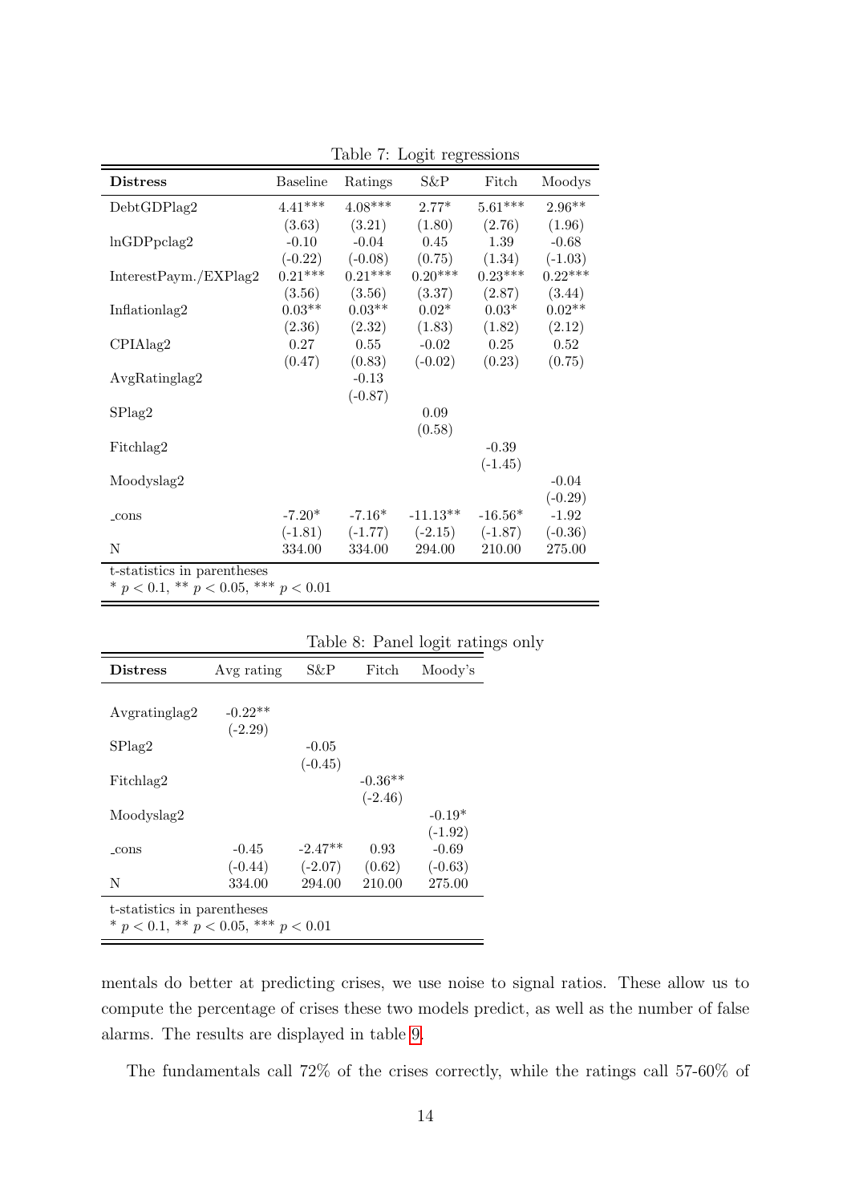Table 7: Logit regressions

| **Distress** | Baseline | Ratings | S&P | Fitch | Moodys |
|---|---|---|---|---|---|
| DebtGDPlag2 | 4.41*** | 4.08*** | 2.77* | 5.61*** | 2.96** |
| | (3.63) | (3.21) | (1.80) | (2.76) | (1.96) |
| lnGDPpclag2 | -0.10 | -0.04 | 0.45 | 1.39 | -0.68 |
| | (-0.22) | (-0.08) | (0.75) | (1.34) | (-1.03) |
| InterestPaym./EXPlag2 | 0.21*** | 0.21*** | 0.20*** | 0.23*** | 0.22*** |
| | (3.56) | (3.56) | (3.37) | (2.87) | (3.44) |
| Inflationlag2 | 0.03** | 0.03** | 0.02* | 0.03* | 0.02** |
| | (2.36) | (2.32) | (1.83) | (1.82) | (2.12) |
| CPIAlag2 | 0.27 | 0.55 | -0.02 | 0.25 | 0.52 |
| | (0.47) | (0.83) | (-0.02) | (0.23) | (0.75) |
| AvgRatinglag2 | | -0.13 | | | |
| | | (-0.87) | | | |
| SPlag2 | | | 0.09 | | |
| | | | (0.58) | | |
| Fitchlag2 | | | | -0.39 | |
| | | | | (-1.45) | |
| Moodyslag2 | | | | | -0.04 |
| | | | | | (-0.29) |
| _cons | -7.20* | -7.16* | -11.13** | -16.56* | -1.92 |
| | (-1.81) | (-1.77) | (-2.15) | (-1.87) | (-0.36) |
| N | 334.00 | 334.00 | 294.00 | 210.00 | 275.00 |

t-statistics in parentheses
\* $p < 0.1$, \*\* $p < 0.05$, \*\*\* $p < 0.01$

Table 8: Panel logit ratings only

| **Distress** | Avg rating | S&P | Fitch | Moody's |
|---|---|---|---|---|
| Avgratinglag2 | -0.22** | | | |
| | (-2.29) | | | |
| SPlag2 | | -0.05 | | |
| | | (-0.45) | | |
| Fitchlag2 | | | -0.36** | |
| | | | (-2.46) | |
| Moodyslag2 | | | | -0.19* |
| | | | | (-1.92) |
| _cons | -0.45 | -2.47** | 0.93 | -0.69 |
| | (-0.44) | (-2.07) | (0.62) | (-0.63) |
| N | 334.00 | 294.00 | 210.00 | 275.00 |

t-statistics in parentheses
\* $p < 0.1$, \*\* $p < 0.05$, \*\*\* $p < 0.01$

mentals do better at predicting crises, we use noise to signal ratios. These allow us to compute the percentage of crises these two models predict, as well as the number of false alarms. The results are displayed in table 9.

The fundamentals call 72% of the crises correctly, while the ratings call 57-60% of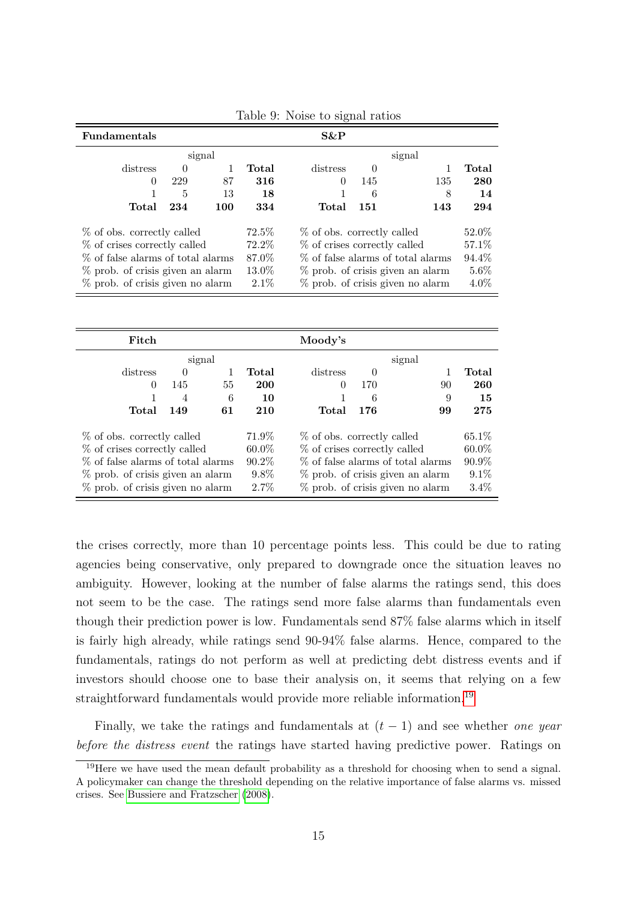Table 9: Noise to signal ratios

| **Fundamentals** | | | | **S&P** | | | |
|---|---|---|---|---|---|---|---|
| | signal | | | | signal | | |
| distress | 0 | 1 | **Total** | distress | 0 | 1 | **Total** |
| 0 | 229 | 87 | **316** | 0 | 145 | 135 | **280** |
| 1 | 5 | 13 | **18** | 1 | 6 | 8 | **14** |
| **Total** | **234** | **100** | **334** | **Total** | **151** | **143** | **294** |
| % of obs. correctly called | | | 72.5% | % of obs. correctly called | | | 52.0% |
| % of crises correctly called | | | 72.2% | % of crises correctly called | | | 57.1% |
| % of false alarms of total alarms | | | 87.0% | % of false alarms of total alarms | | | 94.4% |
| % prob. of crisis given an alarm | | | 13.0% | % prob. of crisis given an alarm | | | 5.6% |
| % prob. of crisis given no alarm | | | 2.1% | % prob. of crisis given no alarm | | | 4.0% |

| **Fitch** | | | | **Moody's** | | | |
|---|---|---|---|---|---|---|---|
| | signal | | | | signal | | |
| distress | 0 | 1 | **Total** | distress | 0 | 1 | **Total** |
| 0 | 145 | 55 | **200** | 0 | 170 | 90 | **260** |
| 1 | 4 | 6 | **10** | 1 | 6 | 9 | **15** |
| **Total** | **149** | **61** | **210** | **Total** | **176** | **99** | **275** |
| % of obs. correctly called | | | 71.9% | % of obs. correctly called | | | 65.1% |
| % of crises correctly called | | | 60.0% | % of crises correctly called | | | 60.0% |
| % of false alarms of total alarms | | | 90.2% | % of false alarms of total alarms | | | 90.9% |
| % prob. of crisis given an alarm | | | 9.8% | % prob. of crisis given an alarm | | | 9.1% |
| % prob. of crisis given no alarm | | | 2.7% | % prob. of crisis given no alarm | | | 3.4% |

the crises correctly, more than 10 percentage points less. This could be due to rating agencies being conservative, only prepared to downgrade once the situation leaves no ambiguity. However, looking at the number of false alarms the ratings send, this does not seem to be the case. The ratings send more false alarms than fundamentals even though their prediction power is low. Fundamentals send 87% false alarms which in itself is fairly high already, while ratings send 90-94% false alarms. Hence, compared to the fundamentals, ratings do not perform as well at predicting debt distress events and if investors should choose one to base their analysis on, it seems that relying on a few straightforward fundamentals would provide more reliable information.[19]

Finally, we take the ratings and fundamentals at $(t-1)$ and see whether *one year before the distress event* the ratings have started having predictive power. Ratings on

[19]Here we have used the mean default probability as a threshold for choosing when to send a signal. A policymaker can change the threshold depending on the relative importance of false alarms vs. missed crises. See Bussiere and Fratzscher (2008).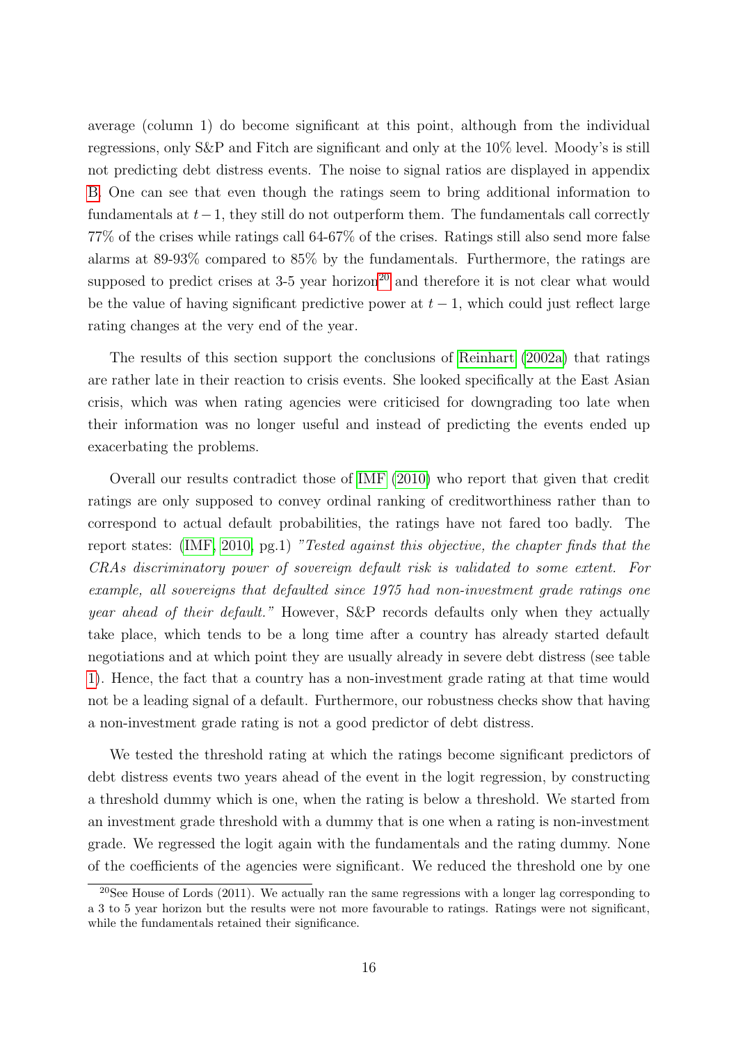average (column 1) do become significant at this point, although from the individual regressions, only S&P and Fitch are significant and only at the 10% level. Moody's is still not predicting debt distress events. The noise to signal ratios are displayed in appendix B. One can see that even though the ratings seem to bring additional information to fundamentals at $t-1$, they still do not outperform them. The fundamentals call correctly 77% of the crises while ratings call 64-67% of the crises. Ratings still also send more false alarms at 89-93% compared to 85% by the fundamentals. Furthermore, the ratings are supposed to predict crises at 3-5 year horizon[20] and therefore it is not clear what would be the value of having significant predictive power at $t-1$, which could just reflect large rating changes at the very end of the year.

The results of this section support the conclusions of Reinhart (2002a) that ratings are rather late in their reaction to crisis events. She looked specifically at the East Asian crisis, which was when rating agencies were criticised for downgrading too late when their information was no longer useful and instead of predicting the events ended up exacerbating the problems.

Overall our results contradict those of IMF (2010) who report that given that credit ratings are only supposed to convey ordinal ranking of creditworthiness rather than to correspond to actual default probabilities, the ratings have not fared too badly. The report states: (IMF, 2010, pg.1) *"Tested against this objective, the chapter finds that the CRAs discriminatory power of sovereign default risk is validated to some extent. For example, all sovereigns that defaulted since 1975 had non-investment grade ratings one year ahead of their default."* However, S&P records defaults only when they actually take place, which tends to be a long time after a country has already started default negotiations and at which point they are usually already in severe debt distress (see table 1). Hence, the fact that a country has a non-investment grade rating at that time would not be a leading signal of a default. Furthermore, our robustness checks show that having a non-investment grade rating is not a good predictor of debt distress.

We tested the threshold rating at which the ratings become significant predictors of debt distress events two years ahead of the event in the logit regression, by constructing a threshold dummy which is one, when the rating is below a threshold. We started from an investment grade threshold with a dummy that is one when a rating is non-investment grade. We regressed the logit again with the fundamentals and the rating dummy. None of the coefficients of the agencies were significant. We reduced the threshold one by one

[20] See House of Lords (2011). We actually ran the same regressions with a longer lag corresponding to a 3 to 5 year horizon but the results were not more favourable to ratings. Ratings were not significant, while the fundamentals retained their significance.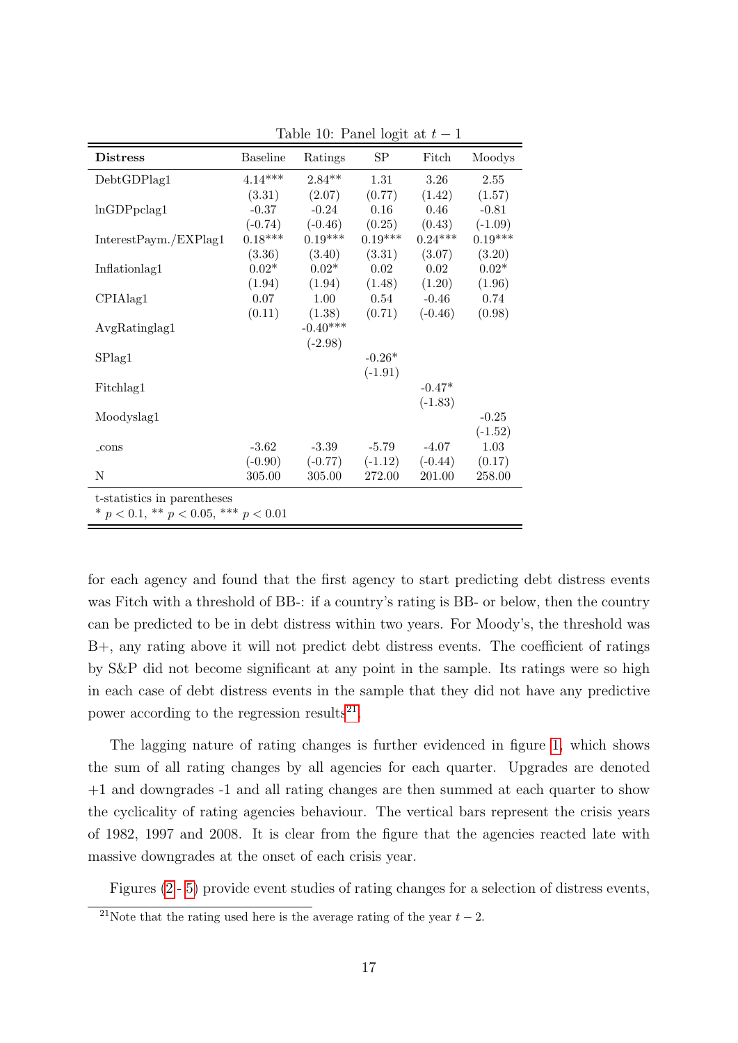Table 10: Panel logit at $t-1$

| **Distress** | Baseline | Ratings | SP | Fitch | Moodys |
|---|---|---|---|---|---|
| DebtGDPlag1 | 4.14*** | 2.84** | 1.31 | 3.26 | 2.55 |
| | (3.31) | (2.07) | (0.77) | (1.42) | (1.57) |
| lnGDPpclag1 | -0.37 | -0.24 | 0.16 | 0.46 | -0.81 |
| | (-0.74) | (-0.46) | (0.25) | (0.43) | (-1.09) |
| InterestPaym./EXPlag1 | 0.18*** | 0.19*** | 0.19*** | 0.24*** | 0.19*** |
| | (3.36) | (3.40) | (3.31) | (3.07) | (3.20) |
| Inflationlag1 | 0.02* | 0.02* | 0.02 | 0.02 | 0.02* |
| | (1.94) | (1.94) | (1.48) | (1.20) | (1.96) |
| CPIAlag1 | 0.07 | 1.00 | 0.54 | -0.46 | 0.74 |
| | (0.11) | (1.38) | (0.71) | (-0.46) | (0.98) |
| AvgRatinglag1 | | -0.40*** | | | |
| | | (-2.98) | | | |
| SPlag1 | | | -0.26* | | |
| | | | (-1.91) | | |
| Fitchlag1 | | | | -0.47* | |
| | | | | (-1.83) | |
| Moodyslag1 | | | | | -0.25 |
| | | | | | (-1.52) |
| _cons | -3.62 | -3.39 | -5.79 | -4.07 | 1.03 |
| | (-0.90) | (-0.77) | (-1.12) | (-0.44) | (0.17) |
| N | 305.00 | 305.00 | 272.00 | 201.00 | 258.00 |

t-statistics in parentheses
* $p < 0.1$, ** $p < 0.05$, *** $p < 0.01$

for each agency and found that the first agency to start predicting debt distress events was Fitch with a threshold of BB-: if a country's rating is BB- or below, then the country can be predicted to be in debt distress within two years. For Moody's, the threshold was B+, any rating above it will not predict debt distress events. The coefficient of ratings by S&P did not become significant at any point in the sample. Its ratings were so high in each case of debt distress events in the sample that they did not have any predictive power according to the regression results[21].

The lagging nature of rating changes is further evidenced in figure 1, which shows the sum of all rating changes by all agencies for each quarter. Upgrades are denoted +1 and downgrades -1 and all rating changes are then summed at each quarter to show the cyclicality of rating agencies behaviour. The vertical bars represent the crisis years of 1982, 1997 and 2008. It is clear from the figure that the agencies reacted late with massive downgrades at the onset of each crisis year.

Figures (2 - 5) provide event studies of rating changes for a selection of distress events,

[21]Note that the rating used here is the average rating of the year $t-2$.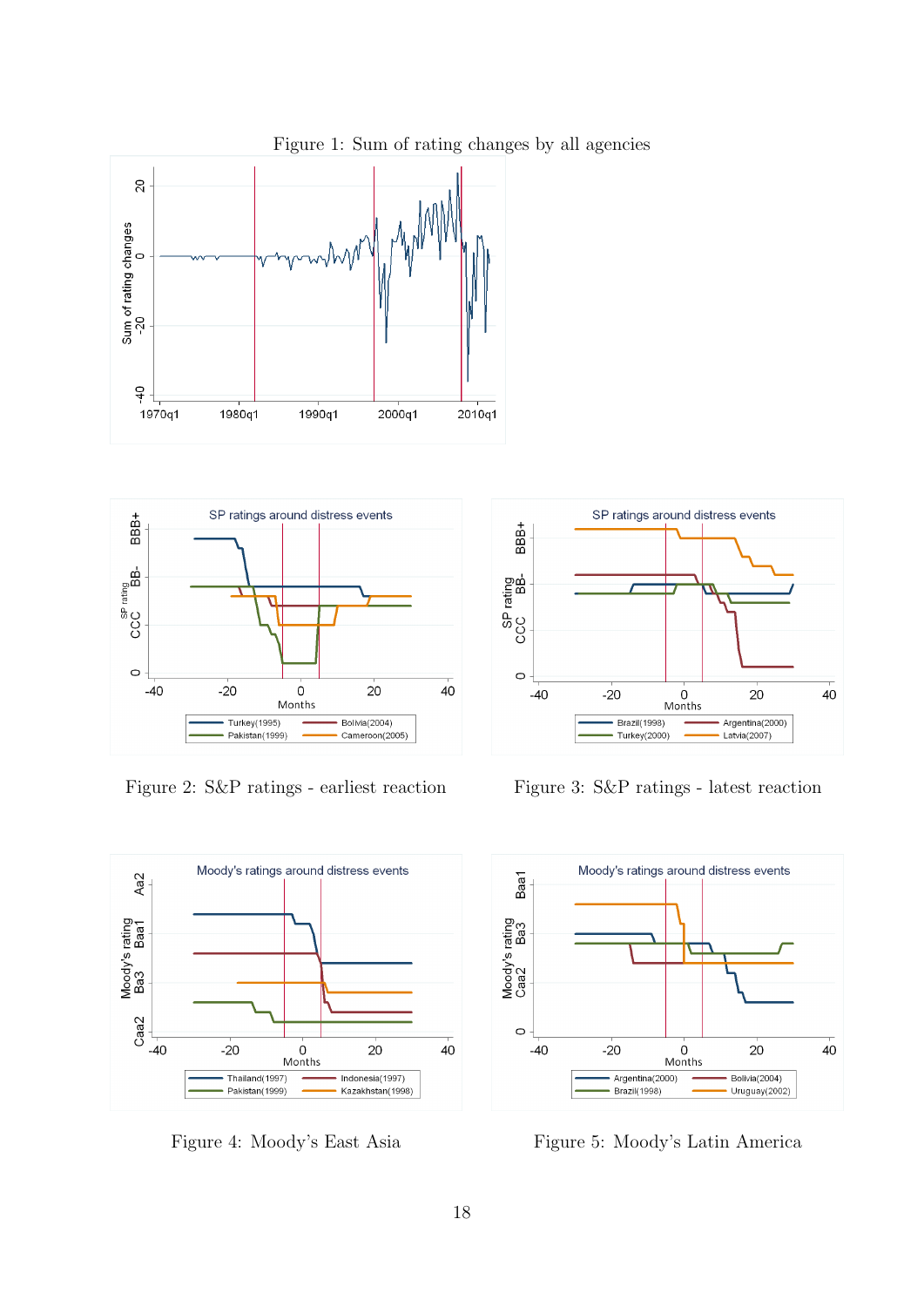Figure 1: Sum of rating changes by all agencies

Figure 2: S&P ratings - earliest reaction

Figure 3: S&P ratings - latest reaction

Figure 4: Moody's East Asia

Figure 5: Moody's Latin America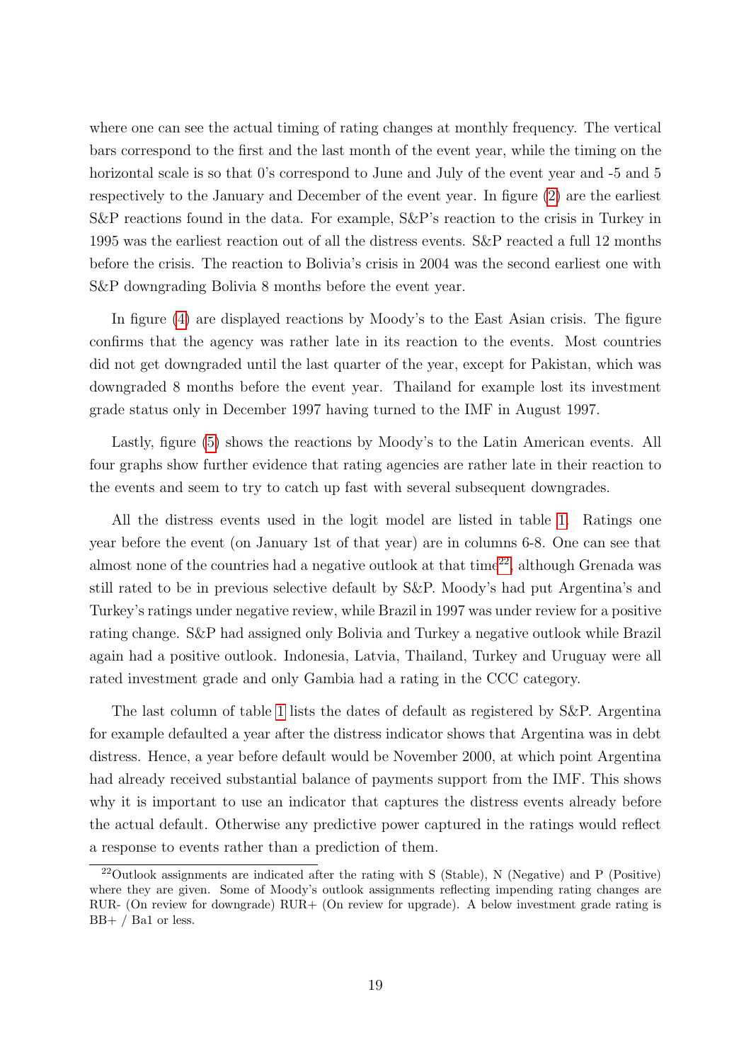where one can see the actual timing of rating changes at monthly frequency. The vertical bars correspond to the first and the last month of the event year, while the timing on the horizontal scale is so that 0's correspond to June and July of the event year and -5 and 5 respectively to the January and December of the event year. In figure (2) are the earliest S&P reactions found in the data. For example, S&P's reaction to the crisis in Turkey in 1995 was the earliest reaction out of all the distress events. S&P reacted a full 12 months before the crisis. The reaction to Bolivia's crisis in 2004 was the second earliest one with S&P downgrading Bolivia 8 months before the event year.

In figure (4) are displayed reactions by Moody's to the East Asian crisis. The figure confirms that the agency was rather late in its reaction to the events. Most countries did not get downgraded until the last quarter of the year, except for Pakistan, which was downgraded 8 months before the event year. Thailand for example lost its investment grade status only in December 1997 having turned to the IMF in August 1997.

Lastly, figure (5) shows the reactions by Moody's to the Latin American events. All four graphs show further evidence that rating agencies are rather late in their reaction to the events and seem to try to catch up fast with several subsequent downgrades.

All the distress events used in the logit model are listed in table 1. Ratings one year before the event (on January 1st of that year) are in columns 6-8. One can see that almost none of the countries had a negative outlook at that time[22], although Grenada was still rated to be in previous selective default by S&P. Moody's had put Argentina's and Turkey's ratings under negative review, while Brazil in 1997 was under review for a positive rating change. S&P had assigned only Bolivia and Turkey a negative outlook while Brazil again had a positive outlook. Indonesia, Latvia, Thailand, Turkey and Uruguay were all rated investment grade and only Gambia had a rating in the CCC category.

The last column of table 1 lists the dates of default as registered by S&P. Argentina for example defaulted a year after the distress indicator shows that Argentina was in debt distress. Hence, a year before default would be November 2000, at which point Argentina had already received substantial balance of payments support from the IMF. This shows why it is important to use an indicator that captures the distress events already before the actual default. Otherwise any predictive power captured in the ratings would reflect a response to events rather than a prediction of them.

[22] Outlook assignments are indicated after the rating with S (Stable), N (Negative) and P (Positive) where they are given. Some of Moody's outlook assignments reflecting impending rating changes are RUR- (On review for downgrade) RUR+ (On review for upgrade). A below investment grade rating is BB+ / Ba1 or less.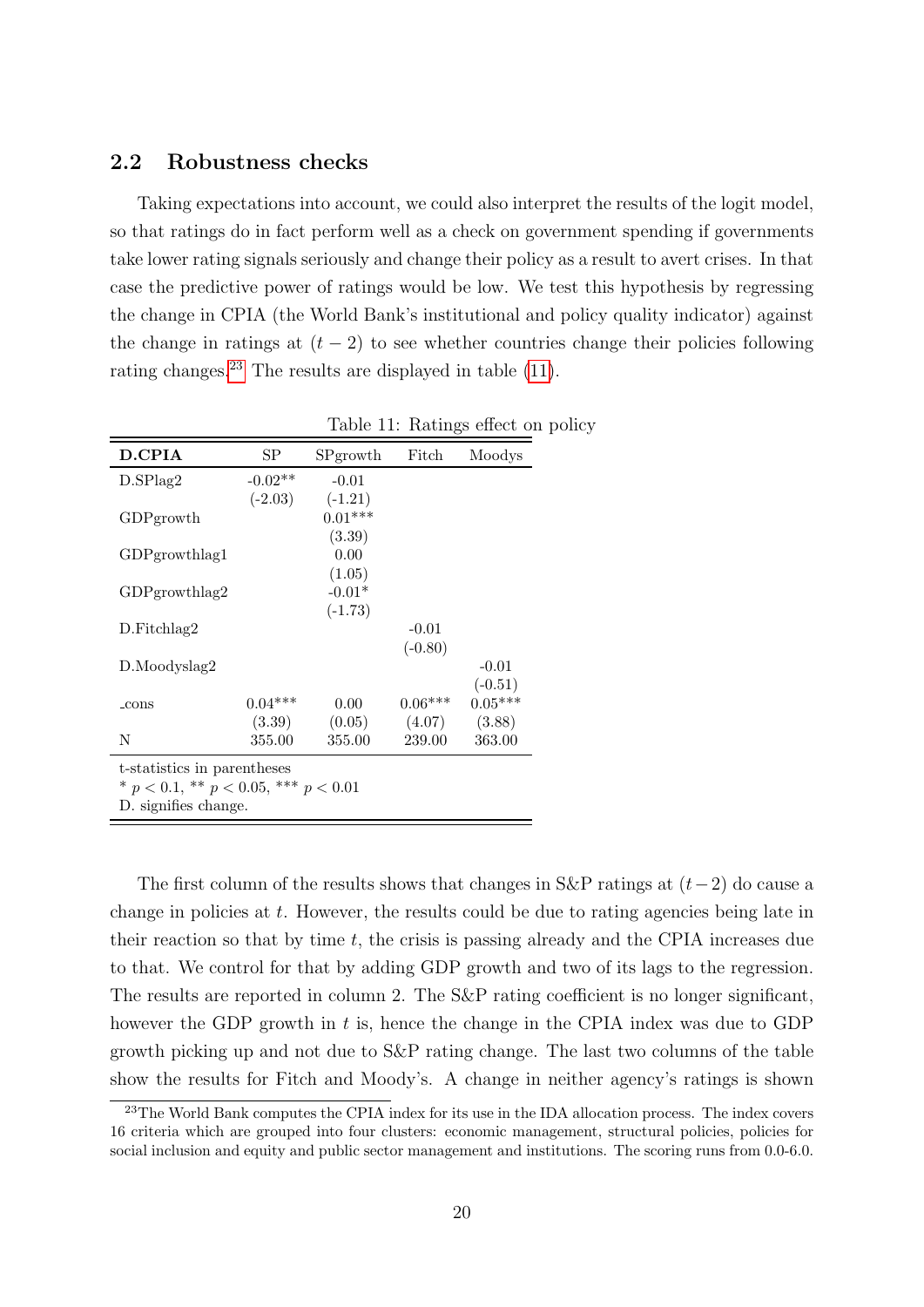## 2.2 Robustness checks

Taking expectations into account, we could also interpret the results of the logit model, so that ratings do in fact perform well as a check on government spending if governments take lower rating signals seriously and change their policy as a result to avert crises. In that case the predictive power of ratings would be low. We test this hypothesis by regressing the change in CPIA (the World Bank's institutional and policy quality indicator) against the change in ratings at $(t-2)$ to see whether countries change their policies following rating changes.[23] The results are displayed in table (11).

Table 11: Ratings effect on policy

| **D.CPIA** | SP | SPgrowth | Fitch | Moodys |
|---|---|---|---|---|
| D.SPlag2 | -0.02** | -0.01 | | |
| | (-2.03) | (-1.21) | | |
| GDPgrowth | | 0.01*** | | |
| | | (3.39) | | |
| GDPgrowthlag1 | | 0.00 | | |
| | | (1.05) | | |
| GDPgrowthlag2 | | -0.01* | | |
| | | (-1.73) | | |
| D.Fitchlag2 | | | -0.01 | |
| | | | (-0.80) | |
| D.Moodyslag2 | | | | -0.01 |
| | | | | (-0.51) |
| _cons | 0.04*** | 0.00 | 0.06*** | 0.05*** |
| | (3.39) | (0.05) | (4.07) | (3.88) |
| N | 355.00 | 355.00 | 239.00 | 363.00 |

t-statistics in parentheses
* $p < 0.1$, ** $p < 0.05$, *** $p < 0.01$
D. signifies change.

The first column of the results shows that changes in S&P ratings at $(t-2)$ do cause a change in policies at $t$. However, the results could be due to rating agencies being late in their reaction so that by time $t$, the crisis is passing already and the CPIA increases due to that. We control for that by adding GDP growth and two of its lags to the regression. The results are reported in column 2. The S&P rating coefficient is no longer significant, however the GDP growth in $t$ is, hence the change in the CPIA index was due to GDP growth picking up and not due to S&P rating change. The last two columns of the table show the results for Fitch and Moody's. A change in neither agency's ratings is shown

[23] The World Bank computes the CPIA index for its use in the IDA allocation process. The index covers 16 criteria which are grouped into four clusters: economic management, structural policies, policies for social inclusion and equity and public sector management and institutions. The scoring runs from 0.0-6.0.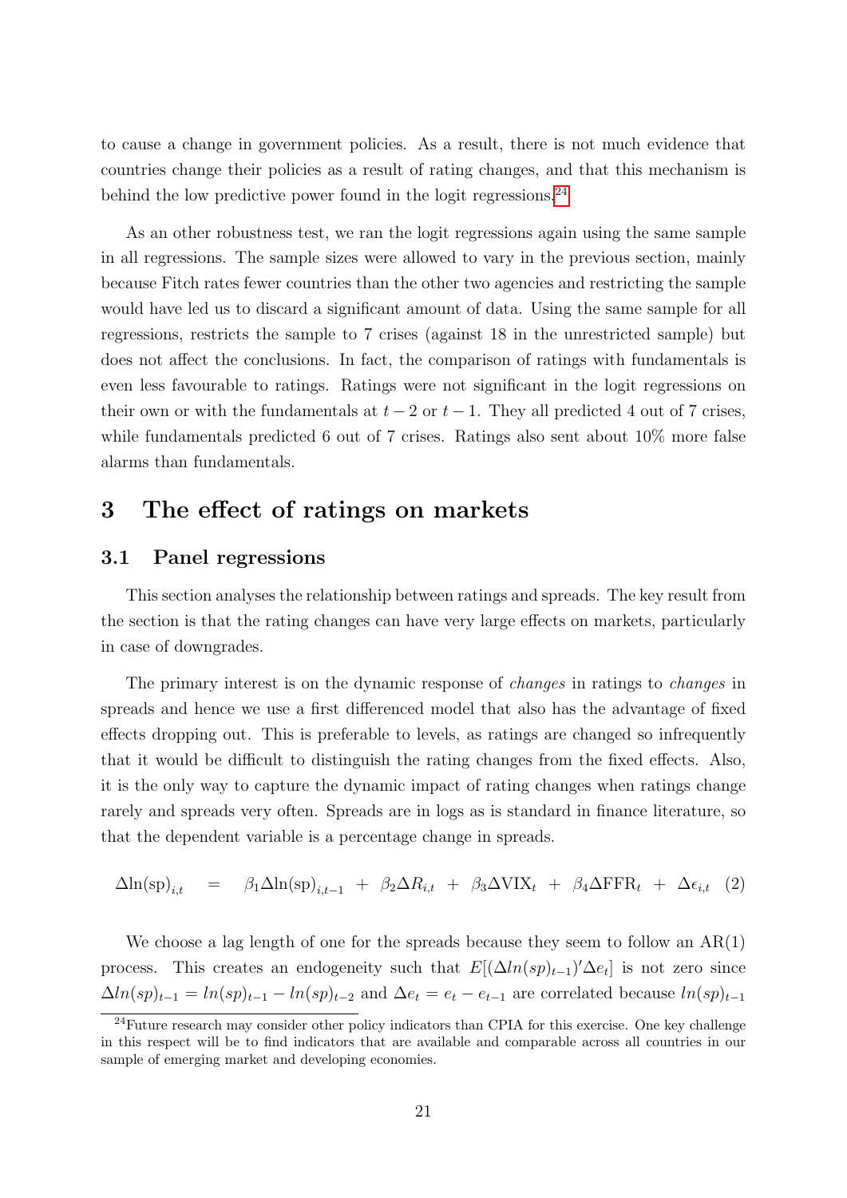to cause a change in government policies. As a result, there is not much evidence that countries change their policies as a result of rating changes, and that this mechanism is behind the low predictive power found in the logit regressions.[24]

As an other robustness test, we ran the logit regressions again using the same sample in all regressions. The sample sizes were allowed to vary in the previous section, mainly because Fitch rates fewer countries than the other two agencies and restricting the sample would have led us to discard a significant amount of data. Using the same sample for all regressions, restricts the sample to 7 crises (against 18 in the unrestricted sample) but does not affect the conclusions. In fact, the comparison of ratings with fundamentals is even less favourable to ratings. Ratings were not significant in the logit regressions on their own or with the fundamentals at $t-2$ or $t-1$. They all predicted 4 out of 7 crises, while fundamentals predicted 6 out of 7 crises. Ratings also sent about 10% more false alarms than fundamentals.

# 3 The effect of ratings on markets

## 3.1 Panel regressions

This section analyses the relationship between ratings and spreads. The key result from the section is that the rating changes can have very large effects on markets, particularly in case of downgrades.

The primary interest is on the dynamic response of *changes* in ratings to *changes* in spreads and hence we use a first differenced model that also has the advantage of fixed effects dropping out. This is preferable to levels, as ratings are changed so infrequently that it would be difficult to distinguish the rating changes from the fixed effects. Also, it is the only way to capture the dynamic impact of rating changes when ratings change rarely and spreads very often. Spreads are in logs as is standard in finance literature, so that the dependent variable is a percentage change in spreads.

$$\Delta \ln(\mathrm{sp})_{i,t} \quad = \quad \beta_1 \Delta \ln(\mathrm{sp})_{i,t-1} \; + \; \beta_2 \Delta R_{i,t} \; + \; \beta_3 \Delta \mathrm{VIX}_t \; + \; \beta_4 \Delta \mathrm{FFR}_t \; + \; \Delta \epsilon_{i,t} \quad (2)$$

We choose a lag length of one for the spreads because they seem to follow an AR(1) process. This creates an endogeneity such that $E[(\Delta ln(sp)_{t-1})' \Delta e_t]$ is not zero since $\Delta ln(sp)_{t-1} = ln(sp)_{t-1} - ln(sp)_{t-2}$ and $\Delta e_t = e_t - e_{t-1}$ are correlated because $ln(sp)_{t-1}$

[24]Future research may consider other policy indicators than CPIA for this exercise. One key challenge in this respect will be to find indicators that are available and comparable across all countries in our sample of emerging market and developing economies.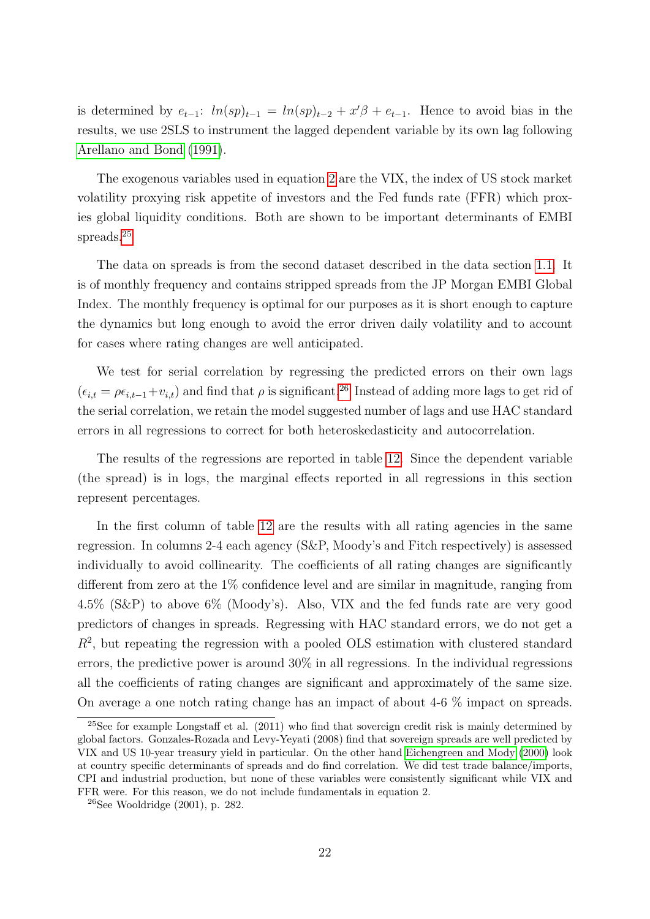is determined by $e_{t-1}$: $ln(sp)_{t-1} = ln(sp)_{t-2} + x'\beta + e_{t-1}$. Hence to avoid bias in the results, we use 2SLS to instrument the lagged dependent variable by its own lag following Arellano and Bond (1991).

The exogenous variables used in equation 2 are the VIX, the index of US stock market volatility proxying risk appetite of investors and the Fed funds rate (FFR) which proxies global liquidity conditions. Both are shown to be important determinants of EMBI spreads.[25]

The data on spreads is from the second dataset described in the data section 1.1. It is of monthly frequency and contains stripped spreads from the JP Morgan EMBI Global Index. The monthly frequency is optimal for our purposes as it is short enough to capture the dynamics but long enough to avoid the error driven daily volatility and to account for cases where rating changes are well anticipated.

We test for serial correlation by regressing the predicted errors on their own lags ($\epsilon_{i,t} = \rho\epsilon_{i,t-1} + v_{i,t}$) and find that $\rho$ is significant.[26] Instead of adding more lags to get rid of the serial correlation, we retain the model suggested number of lags and use HAC standard errors in all regressions to correct for both heteroskedasticity and autocorrelation.

The results of the regressions are reported in table 12. Since the dependent variable (the spread) is in logs, the marginal effects reported in all regressions in this section represent percentages.

In the first column of table 12 are the results with all rating agencies in the same regression. In columns 2-4 each agency (S&P, Moody's and Fitch respectively) is assessed individually to avoid collinearity. The coefficients of all rating changes are significantly different from zero at the 1% confidence level and are similar in magnitude, ranging from 4.5% (S&P) to above 6% (Moody's). Also, VIX and the fed funds rate are very good predictors of changes in spreads. Regressing with HAC standard errors, we do not get a $R^2$, but repeating the regression with a pooled OLS estimation with clustered standard errors, the predictive power is around 30% in all regressions. In the individual regressions all the coefficients of rating changes are significant and approximately of the same size. On average a one notch rating change has an impact of about 4-6 % impact on spreads.

[25] See for example Longstaff et al. (2011) who find that sovereign credit risk is mainly determined by global factors. Gonzales-Rozada and Levy-Yeyati (2008) find that sovereign spreads are well predicted by VIX and US 10-year treasury yield in particular. On the other hand Eichengreen and Mody (2000) look at country specific determinants of spreads and do find correlation. We did test trade balance/imports, CPI and industrial production, but none of these variables were consistently significant while VIX and FFR were. For this reason, we do not include fundamentals in equation 2.

[26] See Wooldridge (2001), p. 282.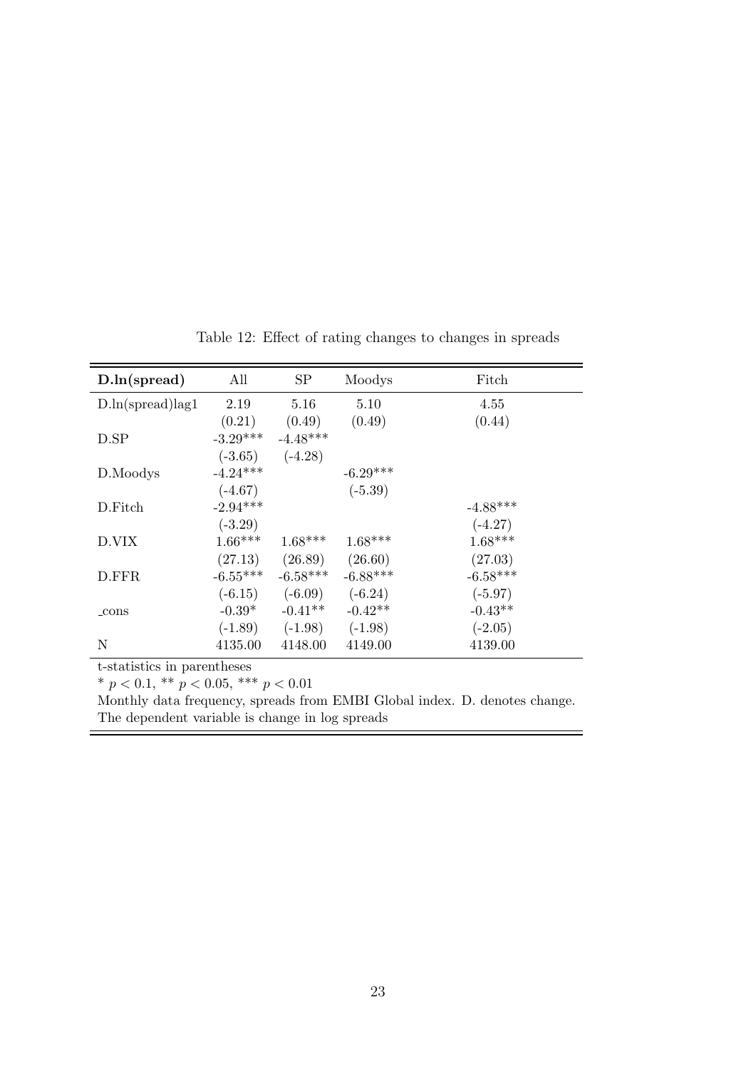Table 12: Effect of rating changes to changes in spreads

| **D.ln(spread)** | All | SP | Moodys | Fitch |
|---|---|---|---|---|
| D.ln(spread)lag1 | 2.19 | 5.16 | 5.10 | 4.55 |
| | (0.21) | (0.49) | (0.49) | (0.44) |
| D.SP | -3.29*** | -4.48*** | | |
| | (-3.65) | (-4.28) | | |
| D.Moodys | -4.24*** | | -6.29*** | |
| | (-4.67) | | (-5.39) | |
| D.Fitch | -2.94*** | | | -4.88*** |
| | (-3.29) | | | (-4.27) |
| D.VIX | 1.66*** | 1.68*** | 1.68*** | 1.68*** |
| | (27.13) | (26.89) | (26.60) | (27.03) |
| D.FFR | -6.55*** | -6.58*** | -6.88*** | -6.58*** |
| | (-6.15) | (-6.09) | (-6.24) | (-5.97) |
| _cons | -0.39* | -0.41** | -0.42** | -0.43** |
| | (-1.89) | (-1.98) | (-1.98) | (-2.05) |
| N | 4135.00 | 4148.00 | 4149.00 | 4139.00 |

t-statistics in parentheses

* $p < 0.1$, ** $p < 0.05$, *** $p < 0.01$

Monthly data frequency, spreads from EMBI Global index. D. denotes change. The dependent variable is change in log spreads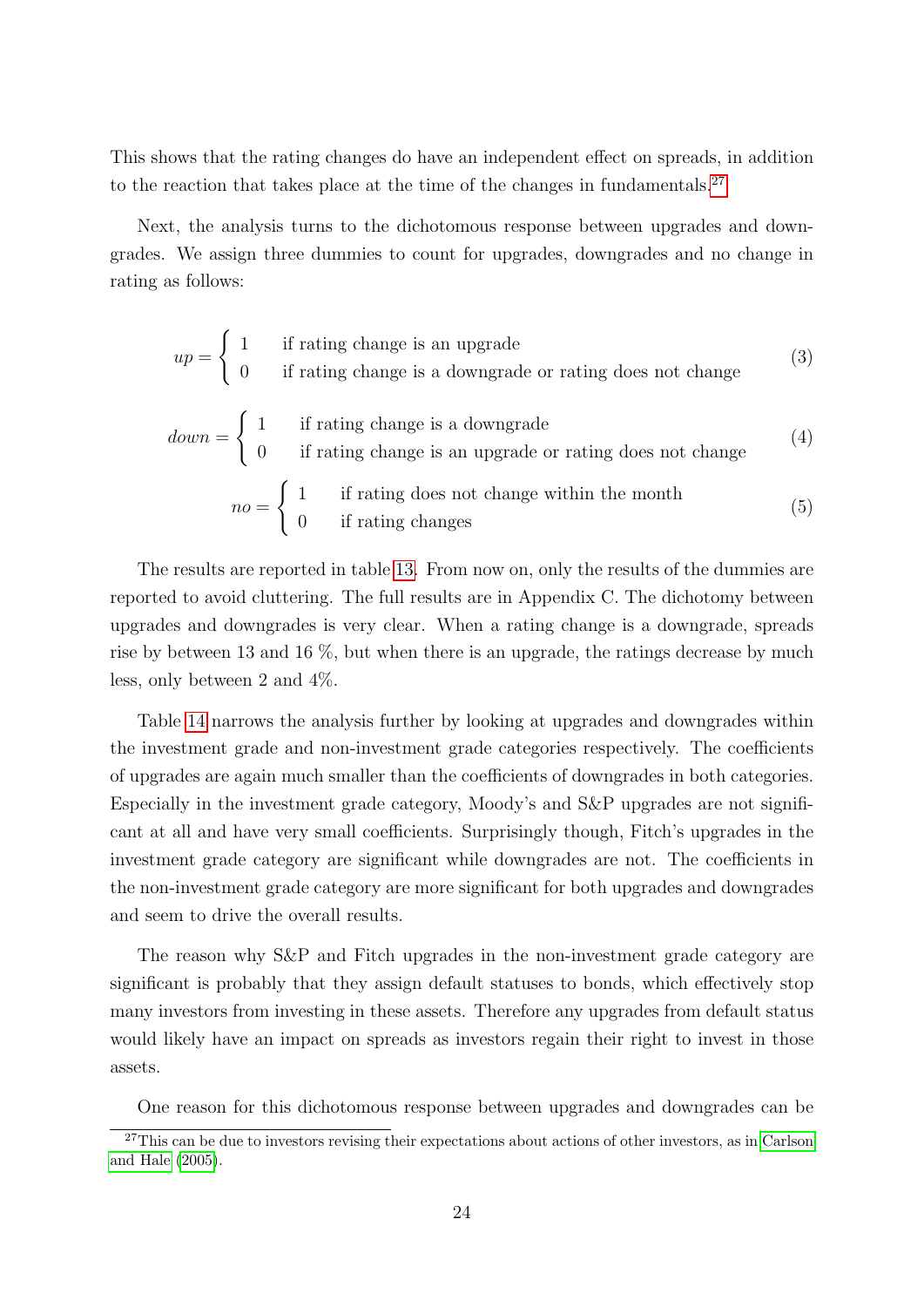This shows that the rating changes do have an independent effect on spreads, in addition to the reaction that takes place at the time of the changes in fundamentals.[27]

Next, the analysis turns to the dichotomous response between upgrades and downgrades. We assign three dummies to count for upgrades, downgrades and no change in rating as follows:

$$up = \begin{cases} 1 & \text{if rating change is an upgrade} \\ 0 & \text{if rating change is a downgrade or rating does not change} \end{cases} \tag{3}$$

$$down = \begin{cases} 1 & \text{if rating change is a downgrade} \\ 0 & \text{if rating change is an upgrade or rating does not change} \end{cases} \tag{4}$$

$$no = \begin{cases} 1 & \text{if rating does not change within the month} \\ 0 & \text{if rating changes} \end{cases} \tag{5}$$

The results are reported in table 13. From now on, only the results of the dummies are reported to avoid cluttering. The full results are in Appendix C. The dichotomy between upgrades and downgrades is very clear. When a rating change is a downgrade, spreads rise by between 13 and 16 %, but when there is an upgrade, the ratings decrease by much less, only between 2 and 4%.

Table 14 narrows the analysis further by looking at upgrades and downgrades within the investment grade and non-investment grade categories respectively. The coefficients of upgrades are again much smaller than the coefficients of downgrades in both categories. Especially in the investment grade category, Moody's and S&P upgrades are not significant at all and have very small coefficients. Surprisingly though, Fitch's upgrades in the investment grade category are significant while downgrades are not. The coefficients in the non-investment grade category are more significant for both upgrades and downgrades and seem to drive the overall results.

The reason why S&P and Fitch upgrades in the non-investment grade category are significant is probably that they assign default statuses to bonds, which effectively stop many investors from investing in these assets. Therefore any upgrades from default status would likely have an impact on spreads as investors regain their right to invest in those assets.

One reason for this dichotomous response between upgrades and downgrades can be

[27] This can be due to investors revising their expectations about actions of other investors, as in Carlson and Hale (2005).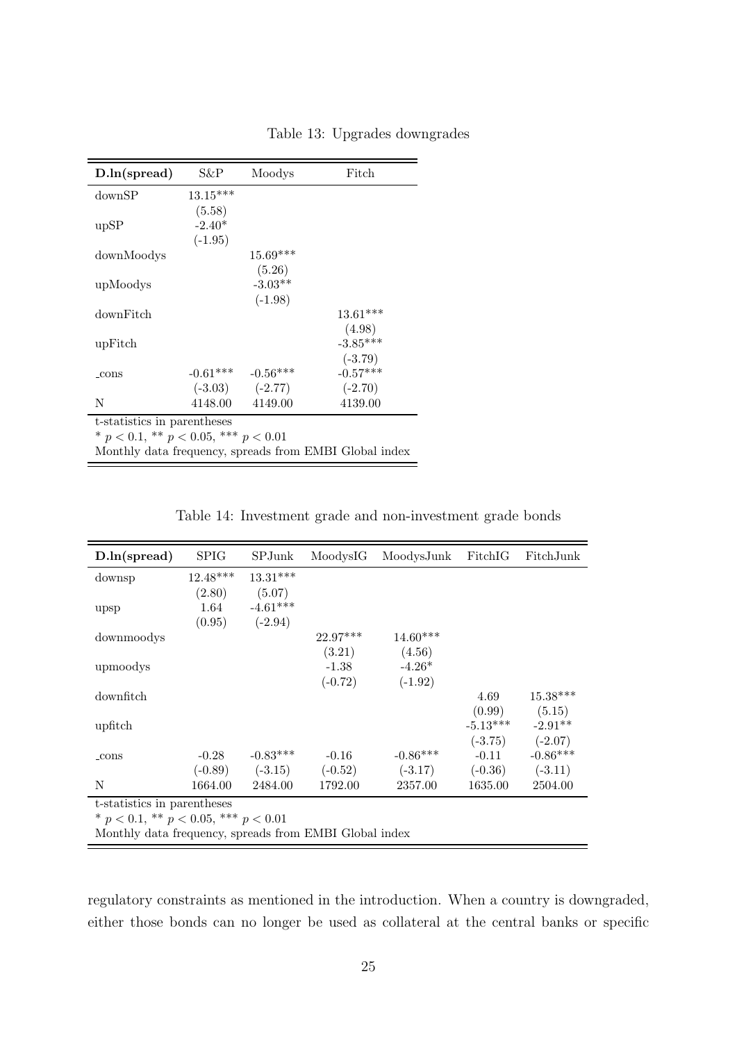Table 13: Upgrades downgrades

| **D.ln(spread)** | S&P | Moodys | Fitch |
|---|---|---|---|
| downSP | 13.15*** | | |
| | (5.58) | | |
| upSP | -2.40* | | |
| | (-1.95) | | |
| downMoodys | | 15.69*** | |
| | | (5.26) | |
| upMoodys | | -3.03** | |
| | | (-1.98) | |
| downFitch | | | 13.61*** |
| | | | (4.98) |
| upFitch | | | -3.85*** |
| | | | (-3.79) |
| _cons | -0.61*** | -0.56*** | -0.57*** |
| | (-3.03) | (-2.77) | (-2.70) |
| N | 4148.00 | 4149.00 | 4139.00 |

t-statistics in parentheses

* $p < 0.1$, ** $p < 0.05$, *** $p < 0.01$

Monthly data frequency, spreads from EMBI Global index

Table 14: Investment grade and non-investment grade bonds

| **D.ln(spread)** | SPIG | SPJunk | MoodysIG | MoodysJunk | FitchIG | FitchJunk |
|---|---|---|---|---|---|---|
| downsp | 12.48*** | 13.31*** | | | | |
| | (2.80) | (5.07) | | | | |
| upsp | 1.64 | -4.61*** | | | | |
| | (0.95) | (-2.94) | | | | |
| downmoodys | | | 22.97*** | 14.60*** | | |
| | | | (3.21) | (4.56) | | |
| upmoodys | | | -1.38 | -4.26* | | |
| | | | (-0.72) | (-1.92) | | |
| downfitch | | | | | 4.69 | 15.38*** |
| | | | | | (0.99) | (5.15) |
| upfitch | | | | | -5.13*** | -2.91** |
| | | | | | (-3.75) | (-2.07) |
| _cons | -0.28 | -0.83*** | -0.16 | -0.86*** | -0.11 | -0.86*** |
| | (-0.89) | (-3.15) | (-0.52) | (-3.17) | (-0.36) | (-3.11) |
| N | 1664.00 | 2484.00 | 1792.00 | 2357.00 | 1635.00 | 2504.00 |

t-statistics in parentheses

* $p < 0.1$, ** $p < 0.05$, *** $p < 0.01$

Monthly data frequency, spreads from EMBI Global index

regulatory constraints as mentioned in the introduction. When a country is downgraded, either those bonds can no longer be used as collateral at the central banks or specific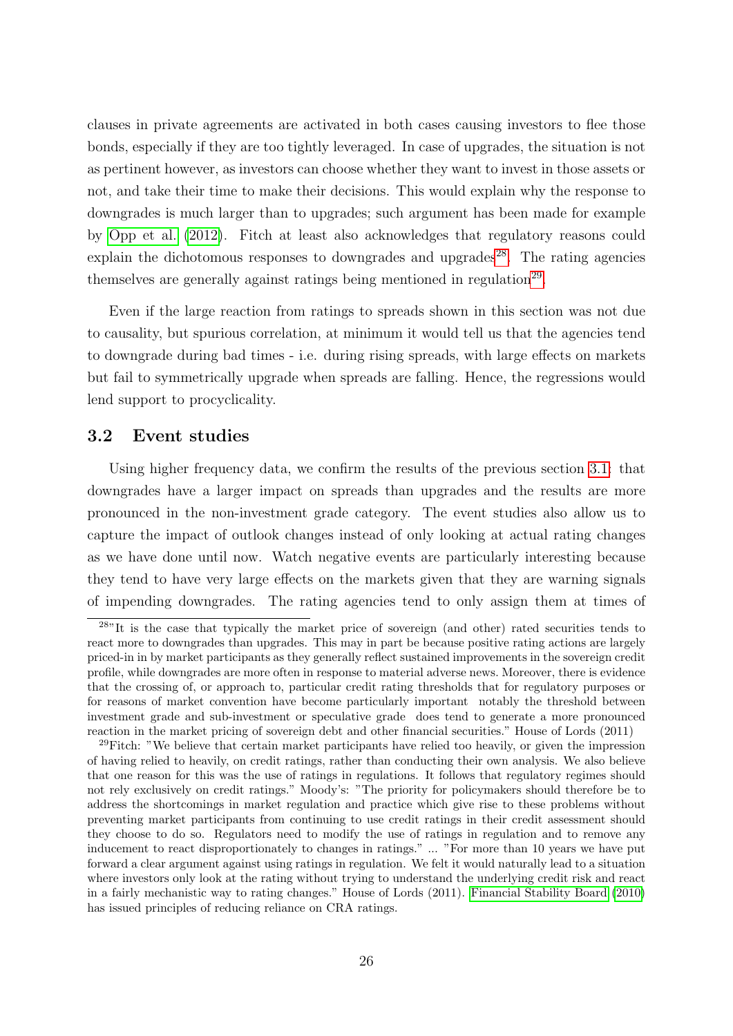clauses in private agreements are activated in both cases causing investors to flee those bonds, especially if they are too tightly leveraged. In case of upgrades, the situation is not as pertinent however, as investors can choose whether they want to invest in those assets or not, and take their time to make their decisions. This would explain why the response to downgrades is much larger than to upgrades; such argument has been made for example by Opp et al. (2012). Fitch at least also acknowledges that regulatory reasons could explain the dichotomous responses to downgrades and upgrades[28]. The rating agencies themselves are generally against ratings being mentioned in regulation[29].

Even if the large reaction from ratings to spreads shown in this section was not due to causality, but spurious correlation, at minimum it would tell us that the agencies tend to downgrade during bad times - i.e. during rising spreads, with large effects on markets but fail to symmetrically upgrade when spreads are falling. Hence, the regressions would lend support to procyclicality.

## 3.2 Event studies

Using higher frequency data, we confirm the results of the previous section 3.1: that downgrades have a larger impact on spreads than upgrades and the results are more pronounced in the non-investment grade category. The event studies also allow us to capture the impact of outlook changes instead of only looking at actual rating changes as we have done until now. Watch negative events are particularly interesting because they tend to have very large effects on the markets given that they are warning signals of impending downgrades. The rating agencies tend to only assign them at times of

---

[28]"It is the case that typically the market price of sovereign (and other) rated securities tends to react more to downgrades than upgrades. This may in part be because positive rating actions are largely priced-in in by market participants as they generally reflect sustained improvements in the sovereign credit profile, while downgrades are more often in response to material adverse news. Moreover, there is evidence that the crossing of, or approach to, particular credit rating thresholds that for regulatory purposes or for reasons of market convention have become particularly important notably the threshold between investment grade and sub-investment or speculative grade does tend to generate a more pronounced reaction in the market pricing of sovereign debt and other financial securities." House of Lords (2011)

[29]Fitch: "We believe that certain market participants have relied too heavily, or given the impression of having relied to heavily, on credit ratings, rather than conducting their own analysis. We also believe that one reason for this was the use of ratings in regulations. It follows that regulatory regimes should not rely exclusively on credit ratings." Moody's: "The priority for policymakers should therefore be to address the shortcomings in market regulation and practice which give rise to these problems without preventing market participants from continuing to use credit ratings in their credit assessment should they choose to do so. Regulators need to modify the use of ratings in regulation and to remove any inducement to react disproportionately to changes in ratings." ... "For more than 10 years we have put forward a clear argument against using ratings in regulation. We felt it would naturally lead to a situation where investors only look at the rating without trying to understand the underlying credit risk and react in a fairly mechanistic way to rating changes." House of Lords (2011). Financial Stability Board (2010) has issued principles of reducing reliance on CRA ratings.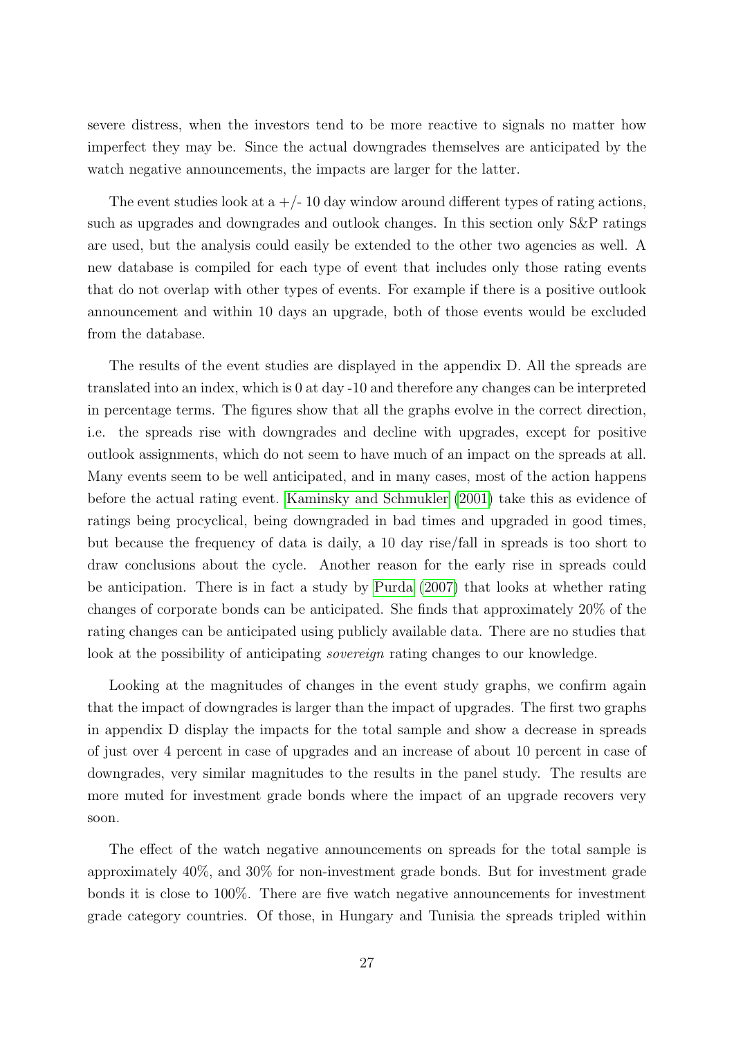severe distress, when the investors tend to be more reactive to signals no matter how imperfect they may be. Since the actual downgrades themselves are anticipated by the watch negative announcements, the impacts are larger for the latter.

The event studies look at a +/- 10 day window around different types of rating actions, such as upgrades and downgrades and outlook changes. In this section only S&P ratings are used, but the analysis could easily be extended to the other two agencies as well. A new database is compiled for each type of event that includes only those rating events that do not overlap with other types of events. For example if there is a positive outlook announcement and within 10 days an upgrade, both of those events would be excluded from the database.

The results of the event studies are displayed in the appendix D. All the spreads are translated into an index, which is 0 at day -10 and therefore any changes can be interpreted in percentage terms. The figures show that all the graphs evolve in the correct direction, i.e. the spreads rise with downgrades and decline with upgrades, except for positive outlook assignments, which do not seem to have much of an impact on the spreads at all. Many events seem to be well anticipated, and in many cases, most of the action happens before the actual rating event. Kaminsky and Schmukler (2001) take this as evidence of ratings being procyclical, being downgraded in bad times and upgraded in good times, but because the frequency of data is daily, a 10 day rise/fall in spreads is too short to draw conclusions about the cycle. Another reason for the early rise in spreads could be anticipation. There is in fact a study by Purda (2007) that looks at whether rating changes of corporate bonds can be anticipated. She finds that approximately 20% of the rating changes can be anticipated using publicly available data. There are no studies that look at the possibility of anticipating *sovereign* rating changes to our knowledge.

Looking at the magnitudes of changes in the event study graphs, we confirm again that the impact of downgrades is larger than the impact of upgrades. The first two graphs in appendix D display the impacts for the total sample and show a decrease in spreads of just over 4 percent in case of upgrades and an increase of about 10 percent in case of downgrades, very similar magnitudes to the results in the panel study. The results are more muted for investment grade bonds where the impact of an upgrade recovers very soon.

The effect of the watch negative announcements on spreads for the total sample is approximately 40%, and 30% for non-investment grade bonds. But for investment grade bonds it is close to 100%. There are five watch negative announcements for investment grade category countries. Of those, in Hungary and Tunisia the spreads tripled within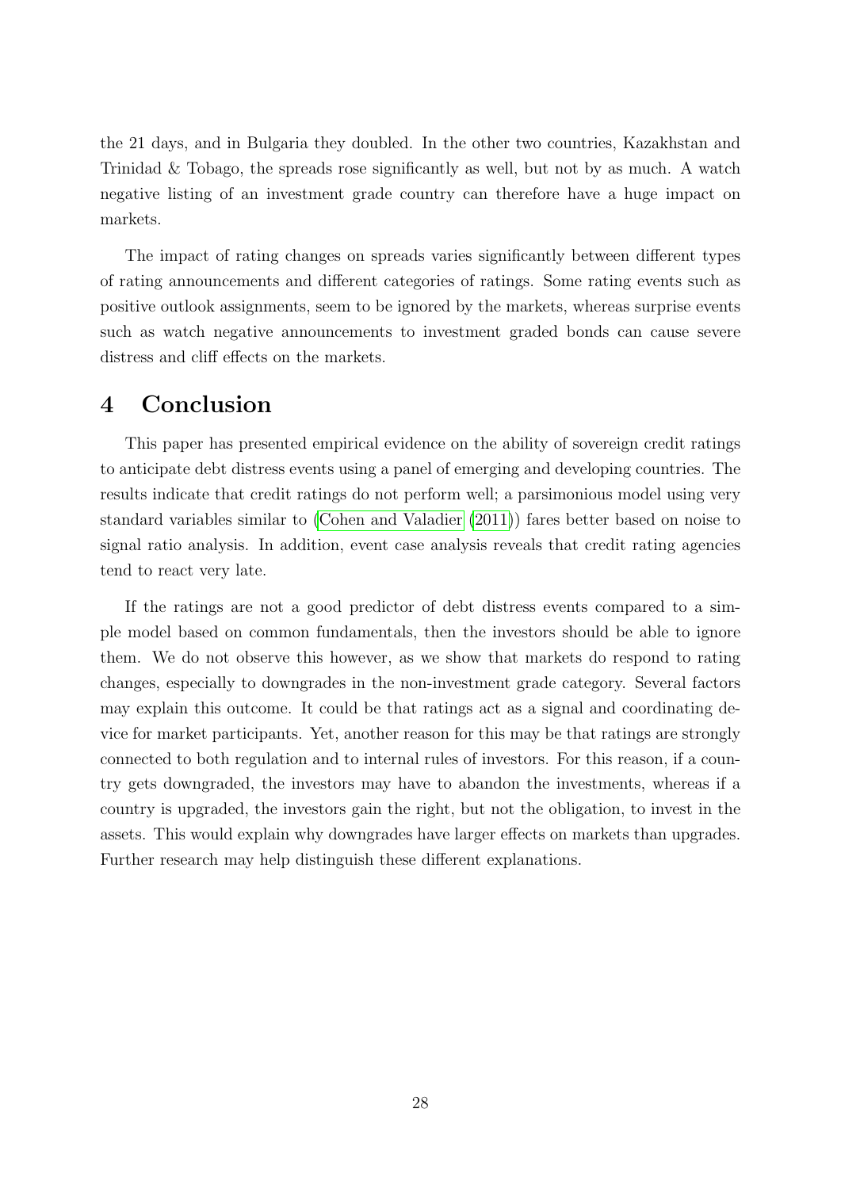the 21 days, and in Bulgaria they doubled. In the other two countries, Kazakhstan and Trinidad & Tobago, the spreads rose significantly as well, but not by as much. A watch negative listing of an investment grade country can therefore have a huge impact on markets.

The impact of rating changes on spreads varies significantly between different types of rating announcements and different categories of ratings. Some rating events such as positive outlook assignments, seem to be ignored by the markets, whereas surprise events such as watch negative announcements to investment graded bonds can cause severe distress and cliff effects on the markets.

# 4 Conclusion

This paper has presented empirical evidence on the ability of sovereign credit ratings to anticipate debt distress events using a panel of emerging and developing countries. The results indicate that credit ratings do not perform well; a parsimonious model using very standard variables similar to (Cohen and Valadier (2011)) fares better based on noise to signal ratio analysis. In addition, event case analysis reveals that credit rating agencies tend to react very late.

If the ratings are not a good predictor of debt distress events compared to a simple model based on common fundamentals, then the investors should be able to ignore them. We do not observe this however, as we show that markets do respond to rating changes, especially to downgrades in the non-investment grade category. Several factors may explain this outcome. It could be that ratings act as a signal and coordinating device for market participants. Yet, another reason for this may be that ratings are strongly connected to both regulation and to internal rules of investors. For this reason, if a country gets downgraded, the investors may have to abandon the investments, whereas if a country is upgraded, the investors gain the right, but not the obligation, to invest in the assets. This would explain why downgrades have larger effects on markets than upgrades. Further research may help distinguish these different explanations.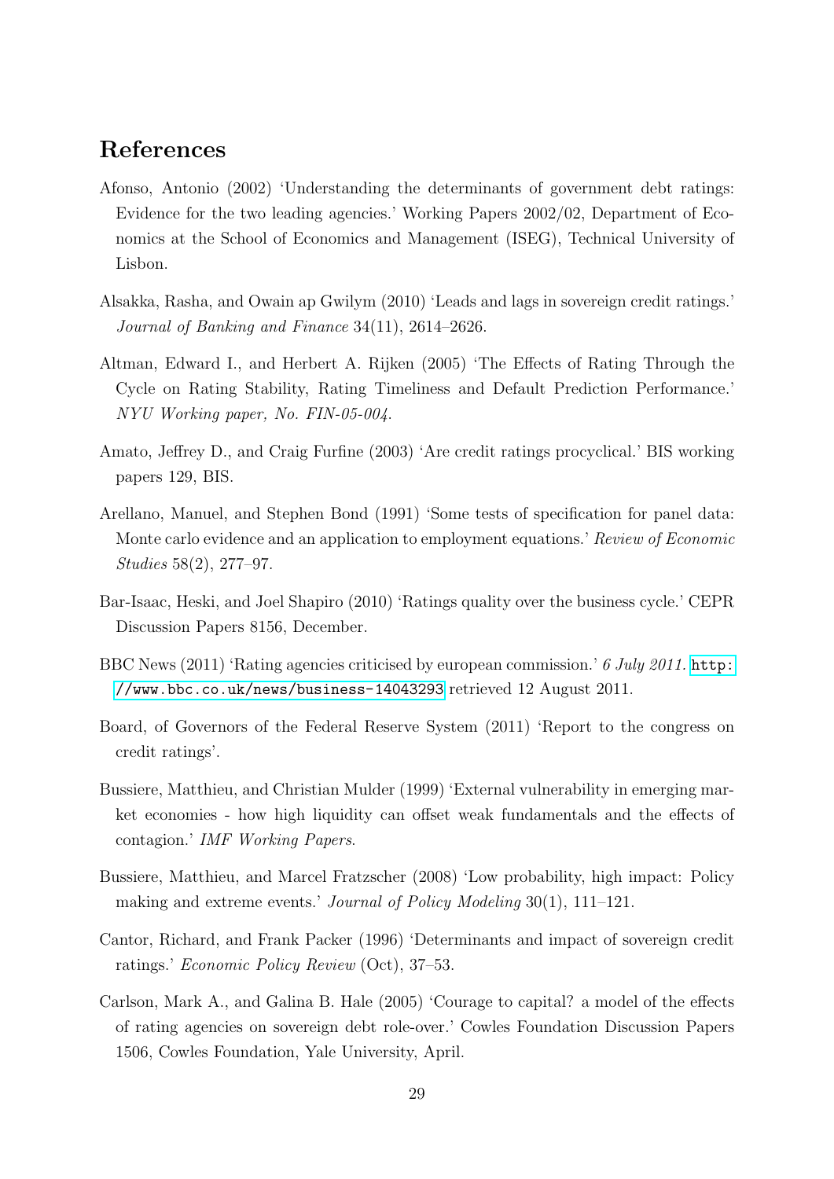## References

Afonso, Antonio (2002) 'Understanding the determinants of government debt ratings: Evidence for the two leading agencies.' Working Papers 2002/02, Department of Economics at the School of Economics and Management (ISEG), Technical University of Lisbon.

Alsakka, Rasha, and Owain ap Gwilym (2010) 'Leads and lags in sovereign credit ratings.' *Journal of Banking and Finance* 34(11), 2614–2626.

Altman, Edward I., and Herbert A. Rijken (2005) 'The Effects of Rating Through the Cycle on Rating Stability, Rating Timeliness and Default Prediction Performance.' *NYU Working paper, No. FIN-05-004.*

Amato, Jeffrey D., and Craig Furfine (2003) 'Are credit ratings procyclical.' BIS working papers 129, BIS.

Arellano, Manuel, and Stephen Bond (1991) 'Some tests of specification for panel data: Monte carlo evidence and an application to employment equations.' *Review of Economic Studies* 58(2), 277–97.

Bar-Isaac, Heski, and Joel Shapiro (2010) 'Ratings quality over the business cycle.' CEPR Discussion Papers 8156, December.

BBC News (2011) 'Rating agencies criticised by european commission.' *6 July 2011.* http://www.bbc.co.uk/news/business-14043293 retrieved 12 August 2011.

Board, of Governors of the Federal Reserve System (2011) 'Report to the congress on credit ratings'.

Bussiere, Matthieu, and Christian Mulder (1999) 'External vulnerability in emerging market economies - how high liquidity can offset weak fundamentals and the effects of contagion.' *IMF Working Papers.*

Bussiere, Matthieu, and Marcel Fratzscher (2008) 'Low probability, high impact: Policy making and extreme events.' *Journal of Policy Modeling* 30(1), 111–121.

Cantor, Richard, and Frank Packer (1996) 'Determinants and impact of sovereign credit ratings.' *Economic Policy Review* (Oct), 37–53.

Carlson, Mark A., and Galina B. Hale (2005) 'Courage to capital? a model of the effects of rating agencies on sovereign debt role-over.' Cowles Foundation Discussion Papers 1506, Cowles Foundation, Yale University, April.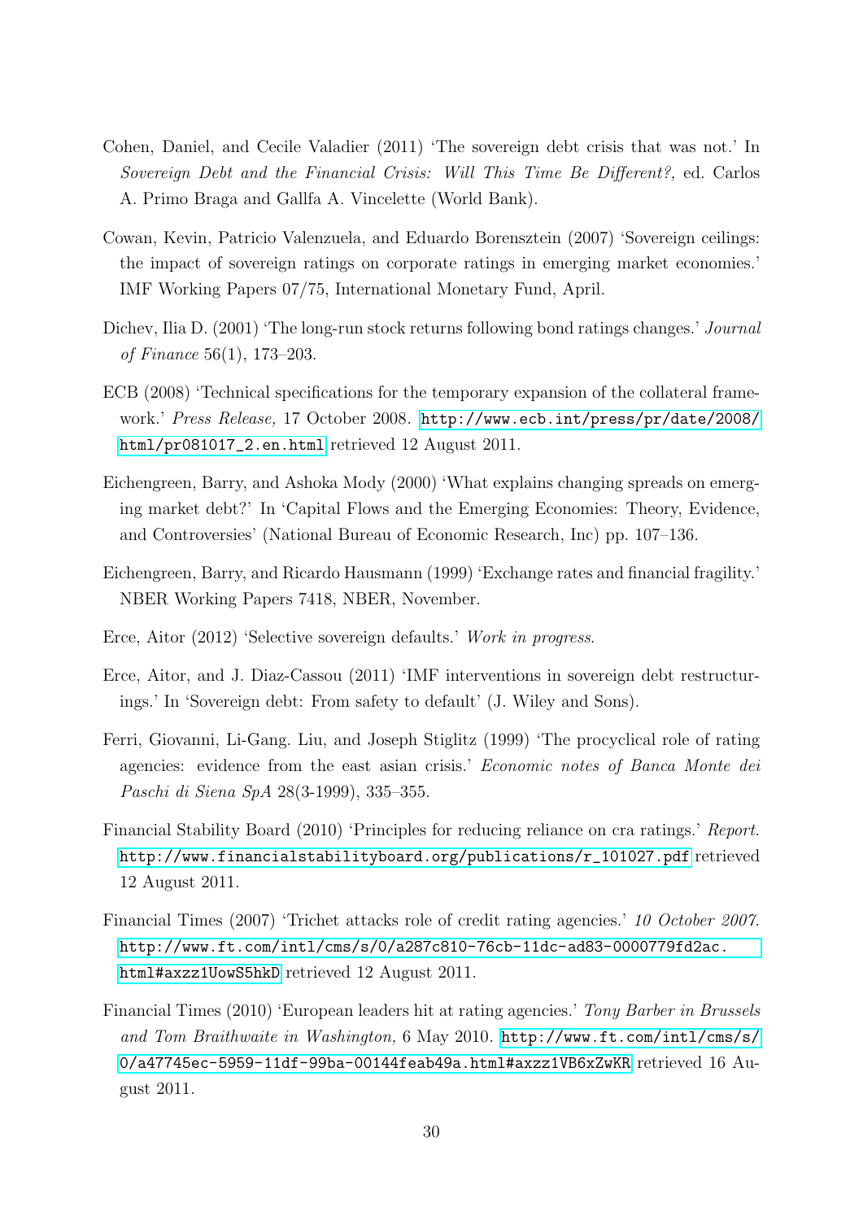Cohen, Daniel, and Cecile Valadier (2011) 'The sovereign debt crisis that was not.' In *Sovereign Debt and the Financial Crisis: Will This Time Be Different?,* ed. Carlos A. Primo Braga and Gallfa A. Vincelette (World Bank).

Cowan, Kevin, Patricio Valenzuela, and Eduardo Borensztein (2007) 'Sovereign ceilings: the impact of sovereign ratings on corporate ratings in emerging market economies.' IMF Working Papers 07/75, International Monetary Fund, April.

Dichev, Ilia D. (2001) 'The long-run stock returns following bond ratings changes.' *Journal of Finance* 56(1), 173–203.

ECB (2008) 'Technical specifications for the temporary expansion of the collateral framework.' *Press Release,* 17 October 2008. http://www.ecb.int/press/pr/date/2008/html/pr081017_2.en.html retrieved 12 August 2011.

Eichengreen, Barry, and Ashoka Mody (2000) 'What explains changing spreads on emerging market debt?' In 'Capital Flows and the Emerging Economies: Theory, Evidence, and Controversies' (National Bureau of Economic Research, Inc) pp. 107–136.

Eichengreen, Barry, and Ricardo Hausmann (1999) 'Exchange rates and financial fragility.' NBER Working Papers 7418, NBER, November.

Erce, Aitor (2012) 'Selective sovereign defaults.' *Work in progress*.

Erce, Aitor, and J. Diaz-Cassou (2011) 'IMF interventions in sovereign debt restructurings.' In 'Sovereign debt: From safety to default' (J. Wiley and Sons).

Ferri, Giovanni, Li-Gang. Liu, and Joseph Stiglitz (1999) 'The procyclical role of rating agencies: evidence from the east asian crisis.' *Economic notes of Banca Monte dei Paschi di Siena SpA* 28(3-1999), 335–355.

Financial Stability Board (2010) 'Principles for reducing reliance on cra ratings.' *Report.* http://www.financialstabilityboard.org/publications/r_101027.pdf retrieved 12 August 2011.

Financial Times (2007) 'Trichet attacks role of credit rating agencies.' *10 October 2007.* http://www.ft.com/intl/cms/s/0/a287c810-76cb-11dc-ad83-0000779fd2ac.html#axzz1UowS5hkD retrieved 12 August 2011.

Financial Times (2010) 'European leaders hit at rating agencies.' *Tony Barber in Brussels and Tom Braithwaite in Washington,* 6 May 2010. http://www.ft.com/intl/cms/s/0/a47745ec-5959-11df-99ba-00144feab49a.html#axzz1VB6xZwKR retrieved 16 August 2011.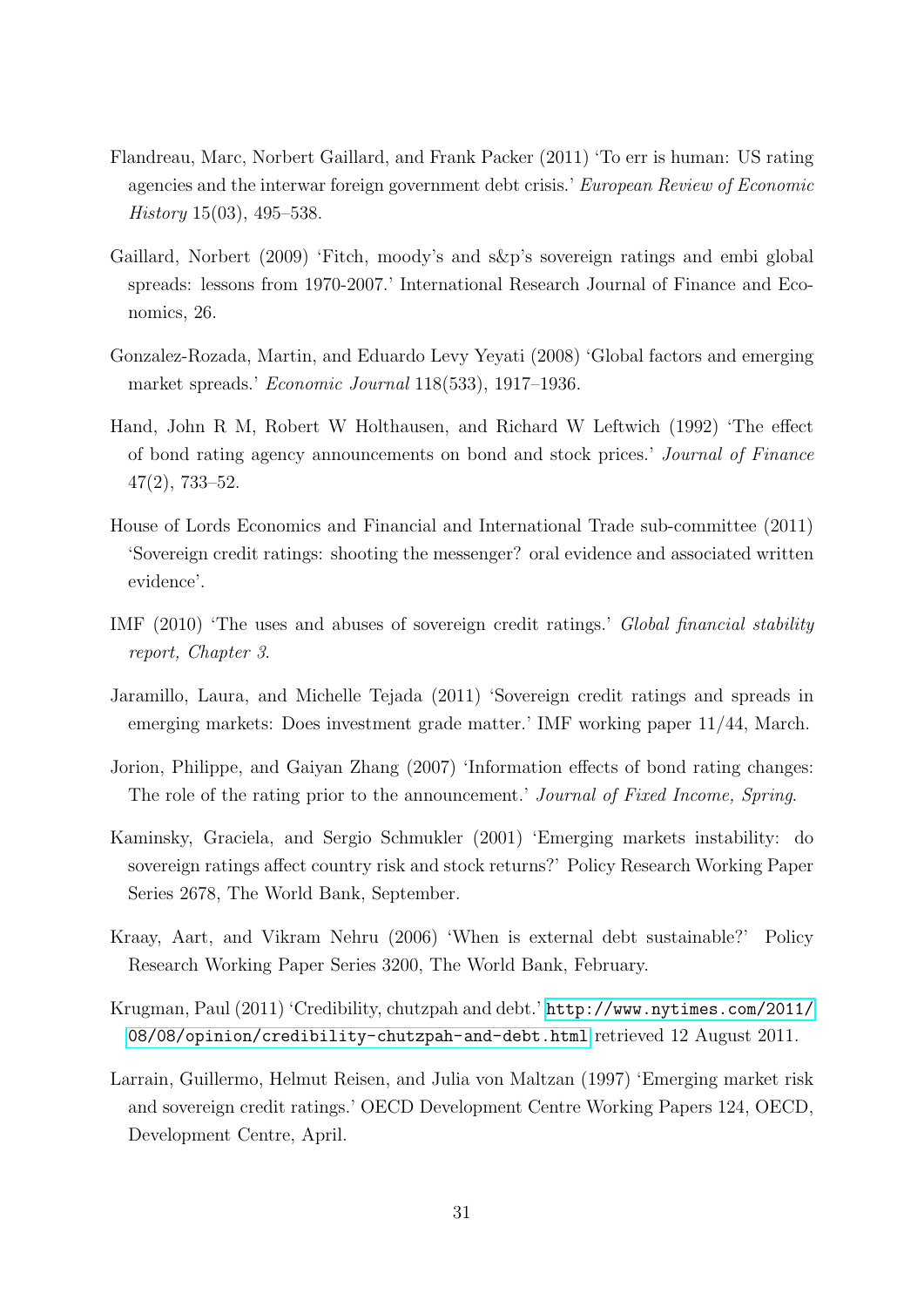Flandreau, Marc, Norbert Gaillard, and Frank Packer (2011) 'To err is human: US rating agencies and the interwar foreign government debt crisis.' *European Review of Economic History* 15(03), 495–538.

Gaillard, Norbert (2009) 'Fitch, moody's and s&p's sovereign ratings and embi global spreads: lessons from 1970-2007.' International Research Journal of Finance and Economics, 26.

Gonzalez-Rozada, Martin, and Eduardo Levy Yeyati (2008) 'Global factors and emerging market spreads.' *Economic Journal* 118(533), 1917–1936.

Hand, John R M, Robert W Holthausen, and Richard W Leftwich (1992) 'The effect of bond rating agency announcements on bond and stock prices.' *Journal of Finance* 47(2), 733–52.

House of Lords Economics and Financial and International Trade sub-committee (2011) 'Sovereign credit ratings: shooting the messenger? oral evidence and associated written evidence'.

IMF (2010) 'The uses and abuses of sovereign credit ratings.' *Global financial stability report, Chapter 3*.

Jaramillo, Laura, and Michelle Tejada (2011) 'Sovereign credit ratings and spreads in emerging markets: Does investment grade matter.' IMF working paper 11/44, March.

Jorion, Philippe, and Gaiyan Zhang (2007) 'Information effects of bond rating changes: The role of the rating prior to the announcement.' *Journal of Fixed Income, Spring*.

Kaminsky, Graciela, and Sergio Schmukler (2001) 'Emerging markets instability: do sovereign ratings affect country risk and stock returns?' Policy Research Working Paper Series 2678, The World Bank, September.

Kraay, Aart, and Vikram Nehru (2006) 'When is external debt sustainable?' Policy Research Working Paper Series 3200, The World Bank, February.

Krugman, Paul (2011) 'Credibility, chutzpah and debt.' http://www.nytimes.com/2011/08/08/opinion/credibility-chutzpah-and-debt.html retrieved 12 August 2011.

Larrain, Guillermo, Helmut Reisen, and Julia von Maltzan (1997) 'Emerging market risk and sovereign credit ratings.' OECD Development Centre Working Papers 124, OECD, Development Centre, April.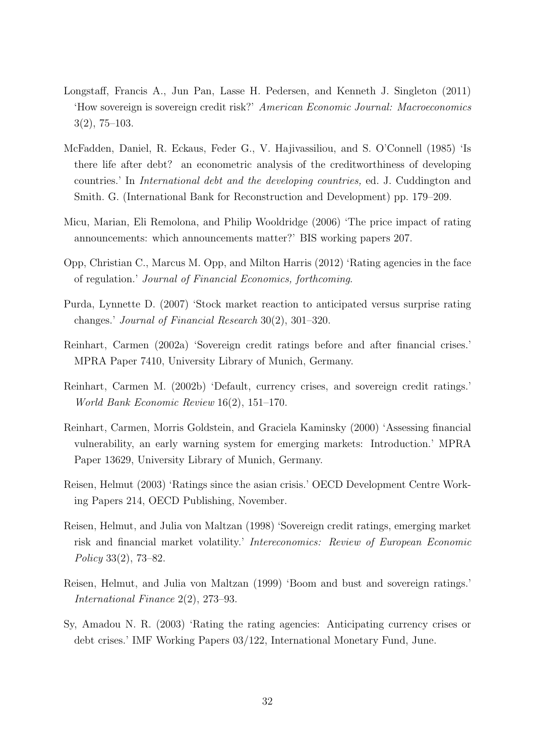Longstaff, Francis A., Jun Pan, Lasse H. Pedersen, and Kenneth J. Singleton (2011) 'How sovereign is sovereign credit risk?' *American Economic Journal: Macroeconomics* 3(2), 75–103.

McFadden, Daniel, R. Eckaus, Feder G., V. Hajivassiliou, and S. O'Connell (1985) 'Is there life after debt? an econometric analysis of the creditworthiness of developing countries.' In *International debt and the developing countries,* ed. J. Cuddington and Smith. G. (International Bank for Reconstruction and Development) pp. 179–209.

Micu, Marian, Eli Remolona, and Philip Wooldridge (2006) 'The price impact of rating announcements: which announcements matter?' BIS working papers 207.

Opp, Christian C., Marcus M. Opp, and Milton Harris (2012) 'Rating agencies in the face of regulation.' *Journal of Financial Economics, forthcoming*.

Purda, Lynnette D. (2007) 'Stock market reaction to anticipated versus surprise rating changes.' *Journal of Financial Research* 30(2), 301–320.

Reinhart, Carmen (2002a) 'Sovereign credit ratings before and after financial crises.' MPRA Paper 7410, University Library of Munich, Germany.

Reinhart, Carmen M. (2002b) 'Default, currency crises, and sovereign credit ratings.' *World Bank Economic Review* 16(2), 151–170.

Reinhart, Carmen, Morris Goldstein, and Graciela Kaminsky (2000) 'Assessing financial vulnerability, an early warning system for emerging markets: Introduction.' MPRA Paper 13629, University Library of Munich, Germany.

Reisen, Helmut (2003) 'Ratings since the asian crisis.' OECD Development Centre Working Papers 214, OECD Publishing, November.

Reisen, Helmut, and Julia von Maltzan (1998) 'Sovereign credit ratings, emerging market risk and financial market volatility.' *Intereconomics: Review of European Economic Policy* 33(2), 73–82.

Reisen, Helmut, and Julia von Maltzan (1999) 'Boom and bust and sovereign ratings.' *International Finance* 2(2), 273–93.

Sy, Amadou N. R. (2003) 'Rating the rating agencies: Anticipating currency crises or debt crises.' IMF Working Papers 03/122, International Monetary Fund, June.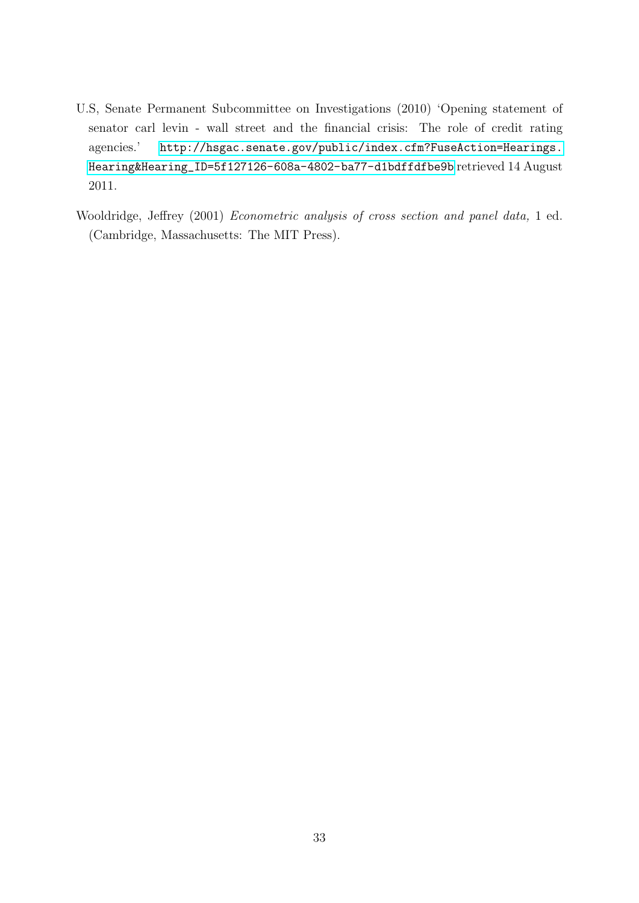U.S, Senate Permanent Subcommittee on Investigations (2010) 'Opening statement of senator carl levin - wall street and the financial crisis: The role of credit rating agencies.' http://hsgac.senate.gov/public/index.cfm?FuseAction=Hearings.Hearing&Hearing_ID=5f127126-608a-4802-ba77-d1bdffdfbe9b retrieved 14 August 2011.

Wooldridge, Jeffrey (2001) *Econometric analysis of cross section and panel data,* 1 ed. (Cambridge, Massachusetts: The MIT Press).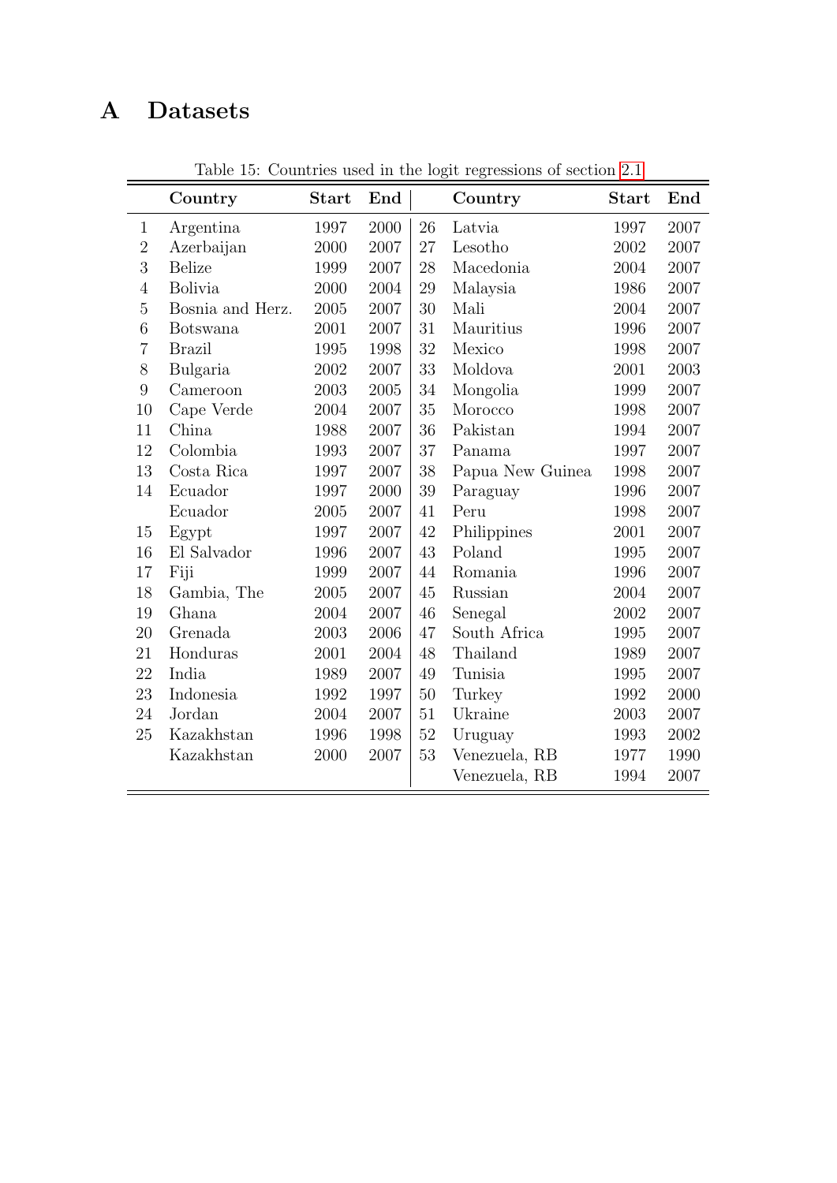# A Datasets

Table 15: Countries used in the logit regressions of section 2.1

| | Country | Start | End | | Country | Start | End |
|---|---|---|---|---|---|---|---|
| 1 | Argentina | 1997 | 2000 | 26 | Latvia | 1997 | 2007 |
| 2 | Azerbaijan | 2000 | 2007 | 27 | Lesotho | 2002 | 2007 |
| 3 | Belize | 1999 | 2007 | 28 | Macedonia | 2004 | 2007 |
| 4 | Bolivia | 2000 | 2004 | 29 | Malaysia | 1986 | 2007 |
| 5 | Bosnia and Herz. | 2005 | 2007 | 30 | Mali | 2004 | 2007 |
| 6 | Botswana | 2001 | 2007 | 31 | Mauritius | 1996 | 2007 |
| 7 | Brazil | 1995 | 1998 | 32 | Mexico | 1998 | 2007 |
| 8 | Bulgaria | 2002 | 2007 | 33 | Moldova | 2001 | 2003 |
| 9 | Cameroon | 2003 | 2005 | 34 | Mongolia | 1999 | 2007 |
| 10 | Cape Verde | 2004 | 2007 | 35 | Morocco | 1998 | 2007 |
| 11 | China | 1988 | 2007 | 36 | Pakistan | 1994 | 2007 |
| 12 | Colombia | 1993 | 2007 | 37 | Panama | 1997 | 2007 |
| 13 | Costa Rica | 1997 | 2007 | 38 | Papua New Guinea | 1998 | 2007 |
| 14 | Ecuador | 1997 | 2000 | 39 | Paraguay | 1996 | 2007 |
| | Ecuador | 2005 | 2007 | 41 | Peru | 1998 | 2007 |
| 15 | Egypt | 1997 | 2007 | 42 | Philippines | 2001 | 2007 |
| 16 | El Salvador | 1996 | 2007 | 43 | Poland | 1995 | 2007 |
| 17 | Fiji | 1999 | 2007 | 44 | Romania | 1996 | 2007 |
| 18 | Gambia, The | 2005 | 2007 | 45 | Russian | 2004 | 2007 |
| 19 | Ghana | 2004 | 2007 | 46 | Senegal | 2002 | 2007 |
| 20 | Grenada | 2003 | 2006 | 47 | South Africa | 1995 | 2007 |
| 21 | Honduras | 2001 | 2004 | 48 | Thailand | 1989 | 2007 |
| 22 | India | 1989 | 2007 | 49 | Tunisia | 1995 | 2007 |
| 23 | Indonesia | 1992 | 1997 | 50 | Turkey | 1992 | 2000 |
| 24 | Jordan | 2004 | 2007 | 51 | Ukraine | 2003 | 2007 |
| 25 | Kazakhstan | 1996 | 1998 | 52 | Uruguay | 1993 | 2002 |
| | Kazakhstan | 2000 | 2007 | 53 | Venezuela, RB | 1977 | 1990 |
| | | | | | Venezuela, RB | 1994 | 2007 |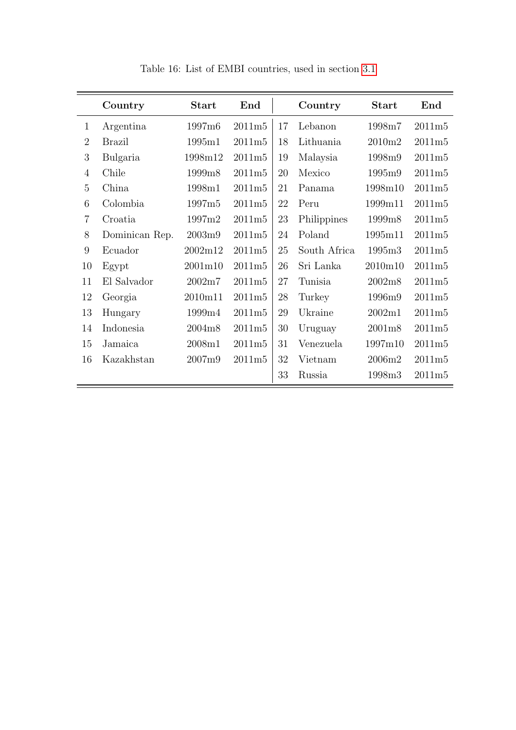Table 16: List of EMBI countries, used in section 3.1

| | Country | Start | End | | Country | Start | End |
|---|---|---|---|---|---|---|---|
| 1 | Argentina | 1997m6 | 2011m5 | 17 | Lebanon | 1998m7 | 2011m5 |
| 2 | Brazil | 1995m1 | 2011m5 | 18 | Lithuania | 2010m2 | 2011m5 |
| 3 | Bulgaria | 1998m12 | 2011m5 | 19 | Malaysia | 1998m9 | 2011m5 |
| 4 | Chile | 1999m8 | 2011m5 | 20 | Mexico | 1995m9 | 2011m5 |
| 5 | China | 1998m1 | 2011m5 | 21 | Panama | 1998m10 | 2011m5 |
| 6 | Colombia | 1997m5 | 2011m5 | 22 | Peru | 1999m11 | 2011m5 |
| 7 | Croatia | 1997m2 | 2011m5 | 23 | Philippines | 1999m8 | 2011m5 |
| 8 | Dominican Rep. | 2003m9 | 2011m5 | 24 | Poland | 1995m11 | 2011m5 |
| 9 | Ecuador | 2002m12 | 2011m5 | 25 | South Africa | 1995m3 | 2011m5 |
| 10 | Egypt | 2001m10 | 2011m5 | 26 | Sri Lanka | 2010m10 | 2011m5 |
| 11 | El Salvador | 2002m7 | 2011m5 | 27 | Tunisia | 2002m8 | 2011m5 |
| 12 | Georgia | 2010m11 | 2011m5 | 28 | Turkey | 1996m9 | 2011m5 |
| 13 | Hungary | 1999m4 | 2011m5 | 29 | Ukraine | 2002m1 | 2011m5 |
| 14 | Indonesia | 2004m8 | 2011m5 | 30 | Uruguay | 2001m8 | 2011m5 |
| 15 | Jamaica | 2008m1 | 2011m5 | 31 | Venezuela | 1997m10 | 2011m5 |
| 16 | Kazakhstan | 2007m9 | 2011m5 | 32 | Vietnam | 2006m2 | 2011m5 |
| | | | | 33 | Russia | 1998m3 | 2011m5 |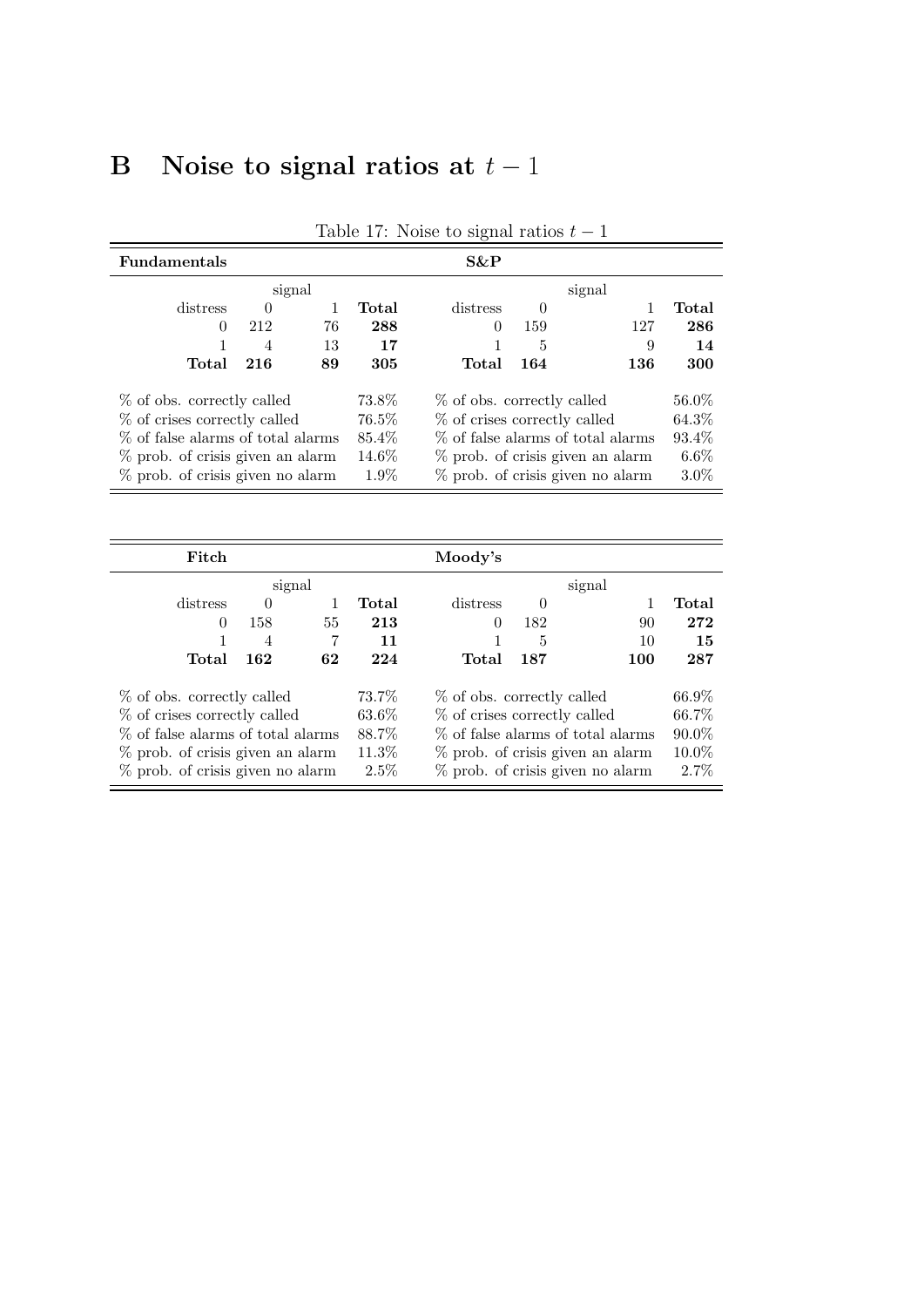# B Noise to signal ratios at $t-1$

Table 17: Noise to signal ratios $t-1$

| **Fundamentals** | | | | **S&P** | | | |
|---|---|---|---|---|---|---|---|
| | signal | | | | signal | | |
| distress | 0 | 1 | **Total** | distress | 0 | 1 | **Total** |
| 0 | 212 | 76 | **288** | 0 | 159 | 127 | **286** |
| 1 | 4 | 13 | **17** | 1 | 5 | 9 | **14** |
| **Total** | **216** | **89** | **305** | **Total** | **164** | **136** | **300** |
| % of obs. correctly called | | | 73.8% | % of obs. correctly called | | | 56.0% |
| % of crises correctly called | | | 76.5% | % of crises correctly called | | | 64.3% |
| % of false alarms of total alarms | | | 85.4% | % of false alarms of total alarms | | | 93.4% |
| % prob. of crisis given an alarm | | | 14.6% | % prob. of crisis given an alarm | | | 6.6% |
| % prob. of crisis given no alarm | | | 1.9% | % prob. of crisis given no alarm | | | 3.0% |

| **Fitch** | | | | **Moody's** | | | |
|---|---|---|---|---|---|---|---|
| | signal | | | | signal | | |
| distress | 0 | 1 | **Total** | distress | 0 | 1 | **Total** |
| 0 | 158 | 55 | **213** | 0 | 182 | 90 | **272** |
| 1 | 4 | 7 | **11** | 1 | 5 | 10 | **15** |
| **Total** | **162** | **62** | **224** | **Total** | **187** | **100** | **287** |
| % of obs. correctly called | | | 73.7% | % of obs. correctly called | | | 66.9% |
| % of crises correctly called | | | 63.6% | % of crises correctly called | | | 66.7% |
| % of false alarms of total alarms | | | 88.7% | % of false alarms of total alarms | | | 90.0% |
| % prob. of crisis given an alarm | | | 11.3% | % prob. of crisis given an alarm | | | 10.0% |
| % prob. of crisis given no alarm | | | 2.5% | % prob. of crisis given no alarm | | | 2.7% |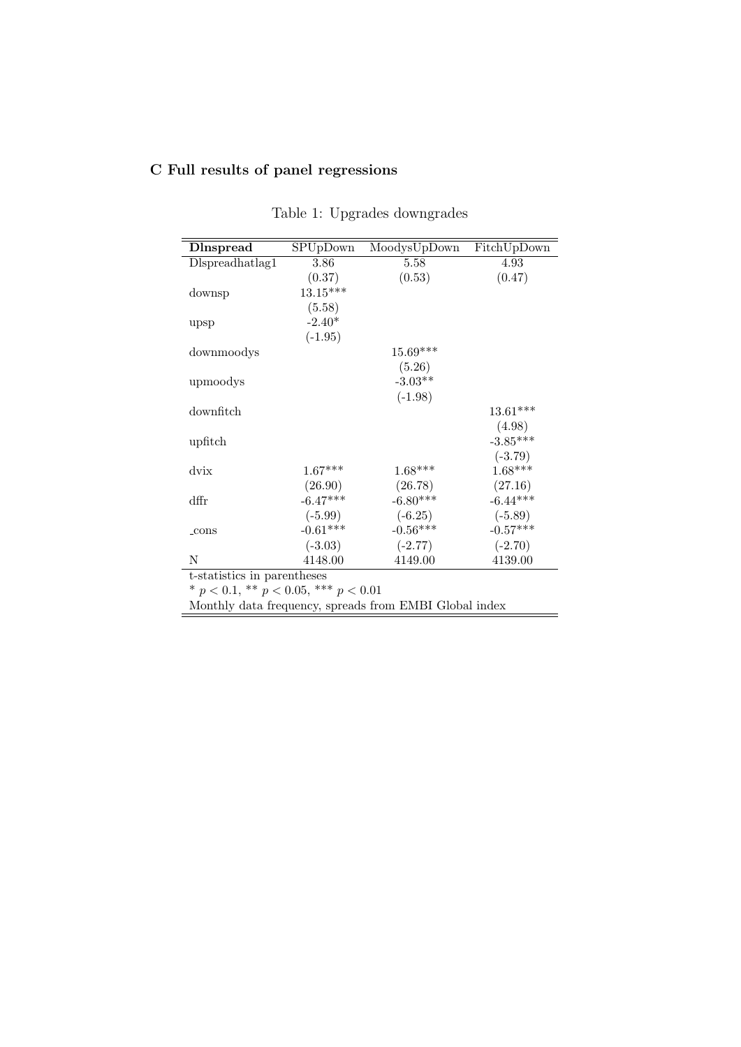## C Full results of panel regressions

Table 1: Upgrades downgrades

| **Dlnspread** | SPUpDown | MoodysUpDown | FitchUpDown |
|---|---|---|---|
| Dlspreadhatlag1 | 3.86 | 5.58 | 4.93 |
| | (0.37) | (0.53) | (0.47) |
| downsp | 13.15*** | | |
| | (5.58) | | |
| upsp | -2.40* | | |
| | (-1.95) | | |
| downmoodys | | 15.69*** | |
| | | (5.26) | |
| upmoodys | | -3.03** | |
| | | (-1.98) | |
| downfitch | | | 13.61*** |
| | | | (4.98) |
| upfitch | | | -3.85*** |
| | | | (-3.79) |
| dvix | 1.67*** | 1.68*** | 1.68*** |
| | (26.90) | (26.78) | (27.16) |
| dffr | -6.47*** | -6.80*** | -6.44*** |
| | (-5.99) | (-6.25) | (-5.89) |
| _cons | -0.61*** | -0.56*** | -0.57*** |
| | (-3.03) | (-2.77) | (-2.70) |
| N | 4148.00 | 4149.00 | 4139.00 |

t-statistics in parentheses

* $p < 0.1$, ** $p < 0.05$, *** $p < 0.01$

Monthly data frequency, spreads from EMBI Global index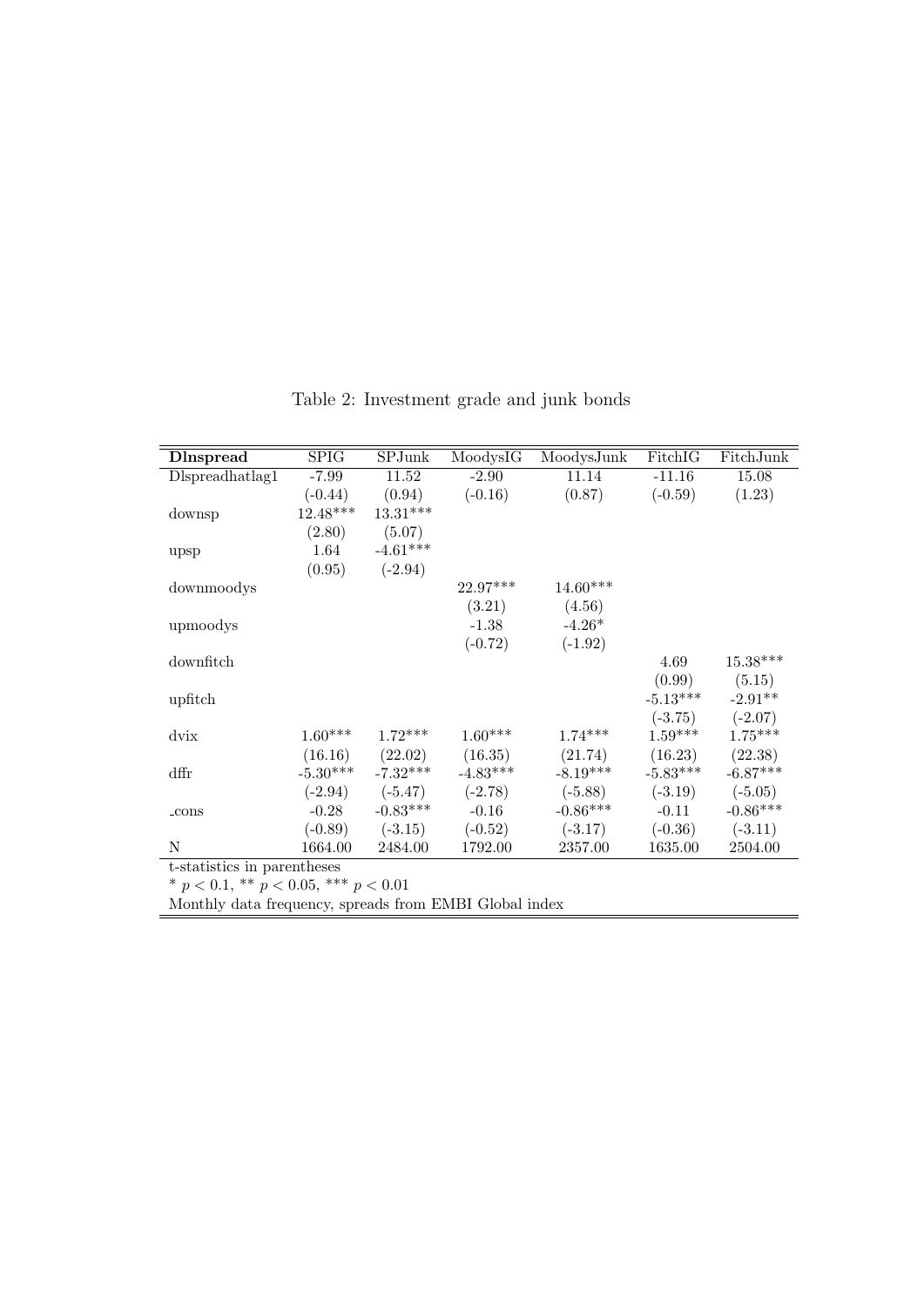Table 2: Investment grade and junk bonds

| **Dlnspread** | SPIG | SPJunk | MoodysIG | MoodysJunk | FitchIG | FitchJunk |
|---|---|---|---|---|---|---|
| Dlspreadhatlag1 | -7.99 | 11.52 | -2.90 | 11.14 | -11.16 | 15.08 |
| | (-0.44) | (0.94) | (-0.16) | (0.87) | (-0.59) | (1.23) |
| downsp | 12.48*** | 13.31*** | | | | |
| | (2.80) | (5.07) | | | | |
| upsp | 1.64 | -4.61*** | | | | |
| | (0.95) | (-2.94) | | | | |
| downmoodys | | | 22.97*** | 14.60*** | | |
| | | | (3.21) | (4.56) | | |
| upmoodys | | | -1.38 | -4.26* | | |
| | | | (-0.72) | (-1.92) | | |
| downfitch | | | | | 4.69 | 15.38*** |
| | | | | | (0.99) | (5.15) |
| upfitch | | | | | -5.13*** | -2.91** |
| | | | | | (-3.75) | (-2.07) |
| dvix | 1.60*** | 1.72*** | 1.60*** | 1.74*** | 1.59*** | 1.75*** |
| | (16.16) | (22.02) | (16.35) | (21.74) | (16.23) | (22.38) |
| dffr | -5.30*** | -7.32*** | -4.83*** | -8.19*** | -5.83*** | -6.87*** |
| | (-2.94) | (-5.47) | (-2.78) | (-5.88) | (-3.19) | (-5.05) |
| _cons | -0.28 | -0.83*** | -0.16 | -0.86*** | -0.11 | -0.86*** |
| | (-0.89) | (-3.15) | (-0.52) | (-3.17) | (-0.36) | (-3.11) |
| N | 1664.00 | 2484.00 | 1792.00 | 2357.00 | 1635.00 | 2504.00 |

t-statistics in parentheses

* $p < 0.1$, ** $p < 0.05$, *** $p < 0.01$

Monthly data frequency, spreads from EMBI Global index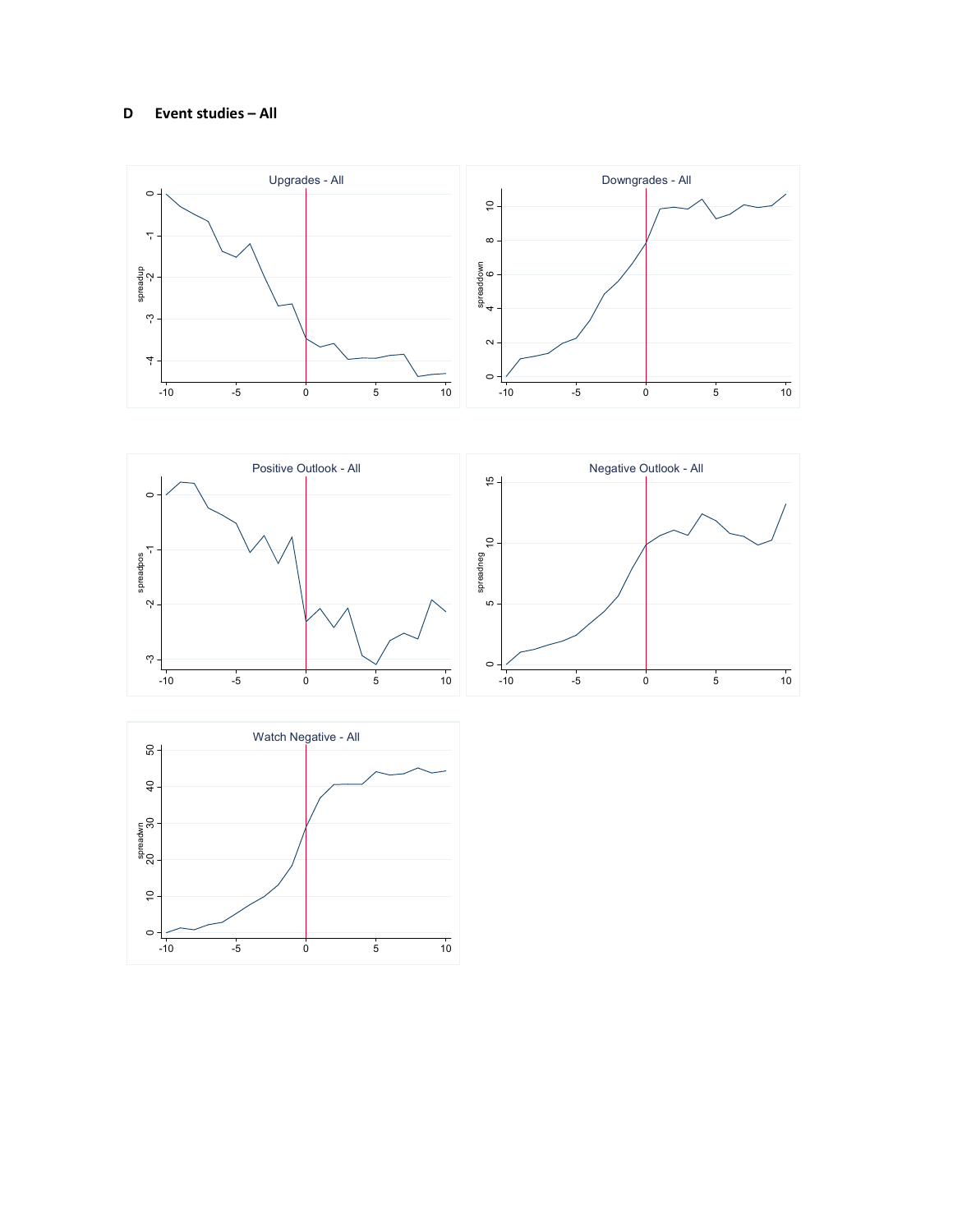## D Event studies – All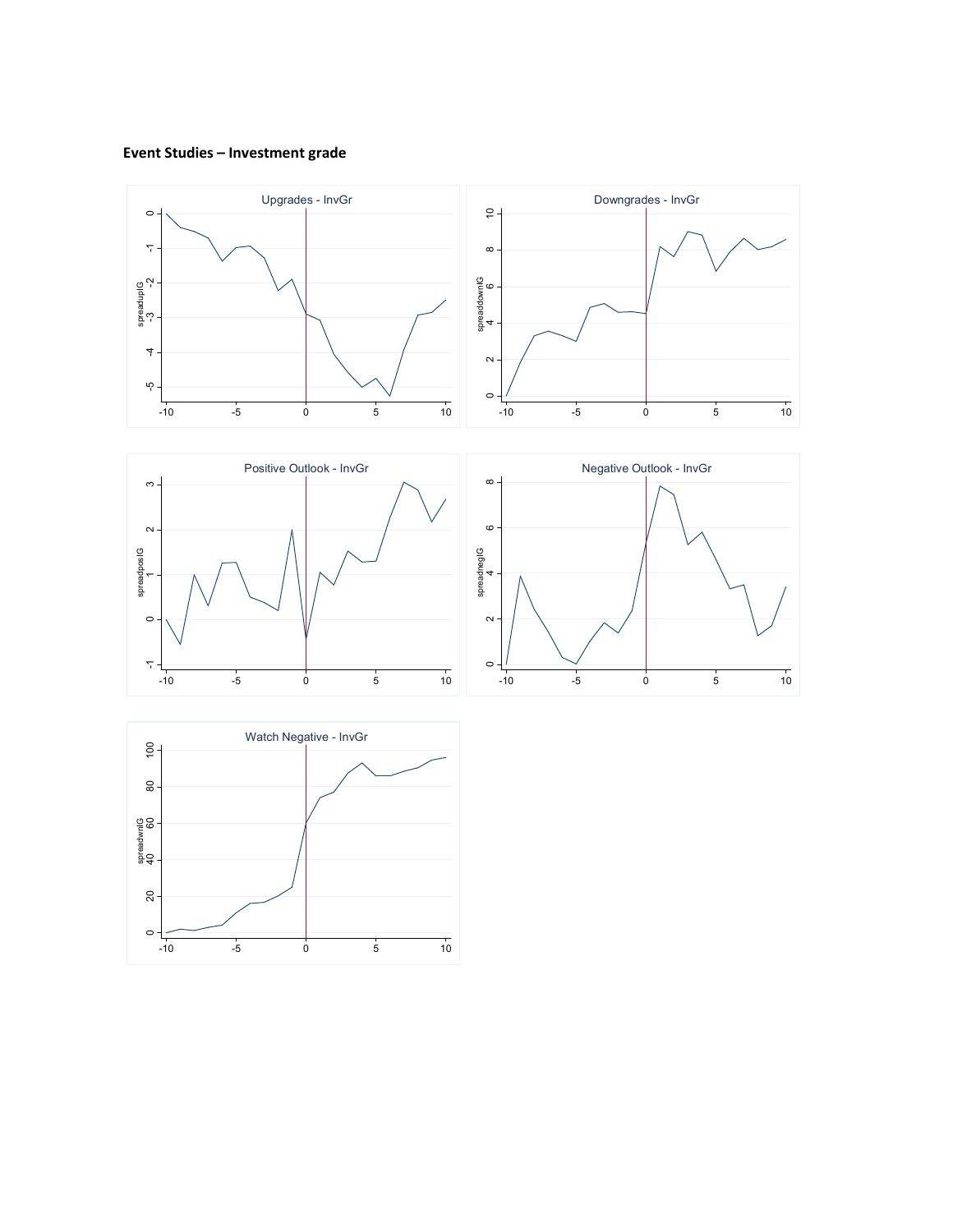**Event Studies – Investment grade**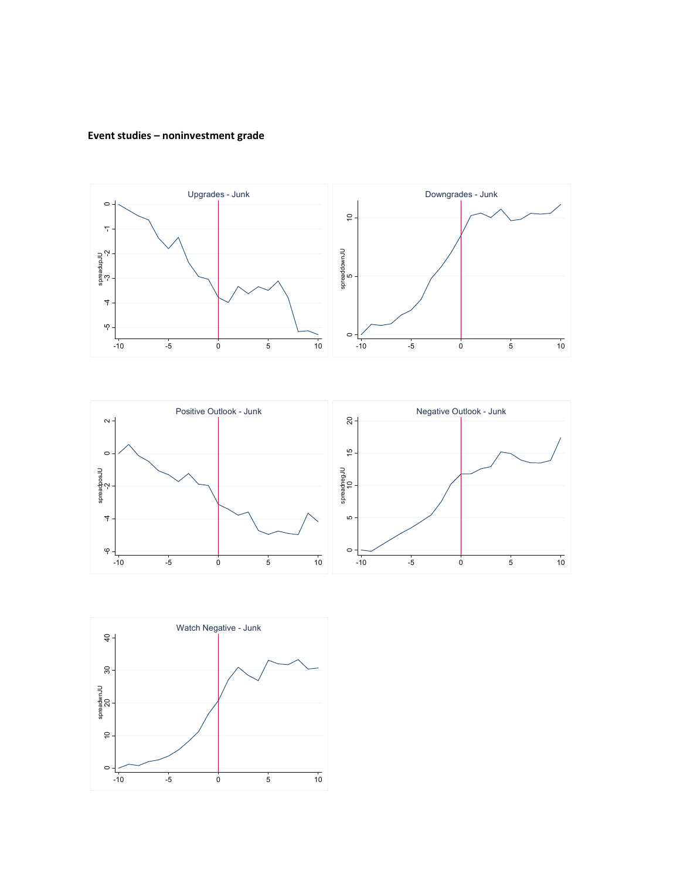**Event studies – noninvestment grade**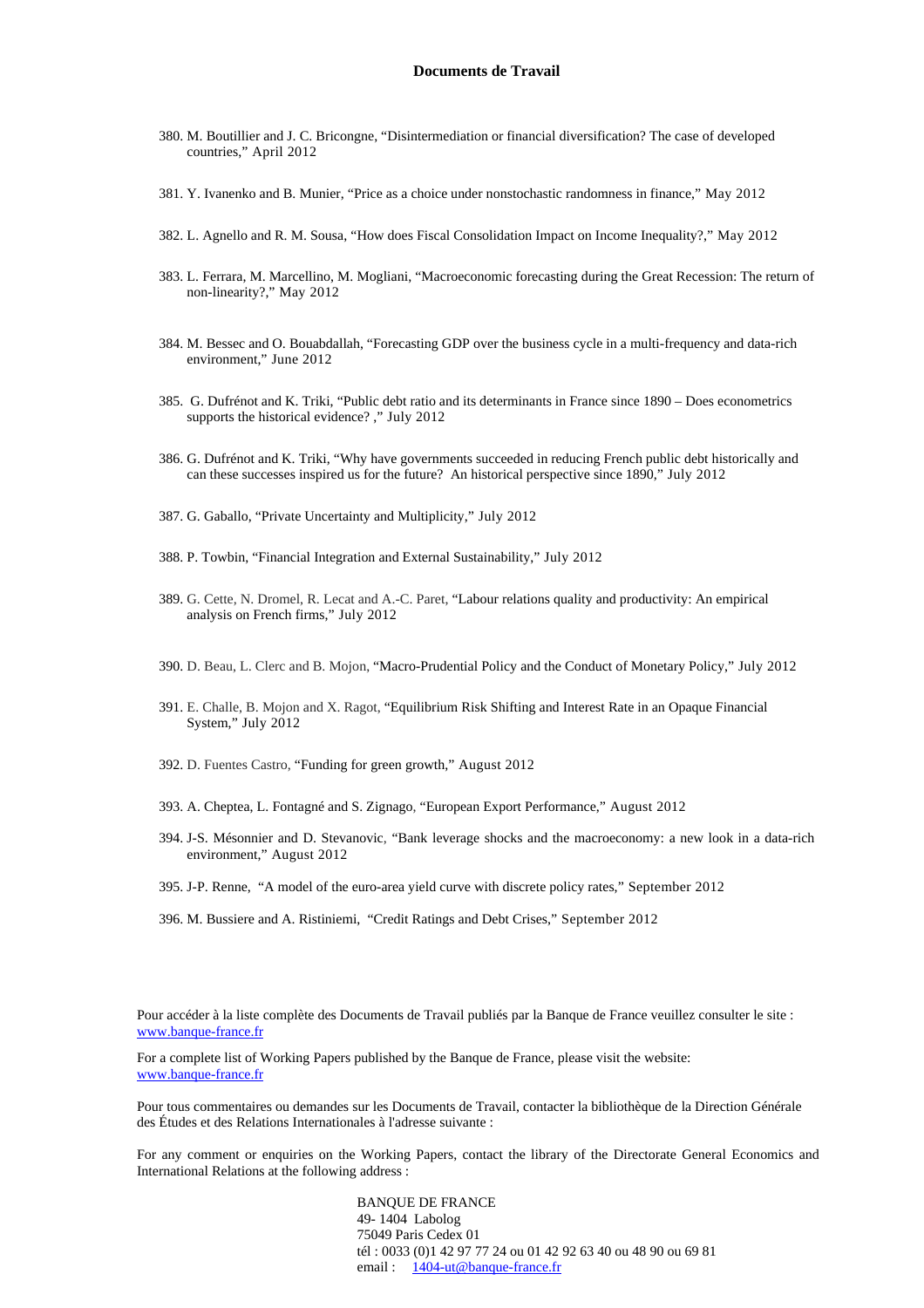# Documents de Travail

380. M. Boutillier and J. C. Bricongne, "Disintermediation or financial diversification? The case of developed countries," April 2012

381. Y. Ivanenko and B. Munier, "Price as a choice under nonstochastic randomness in finance," May 2012

382. L. Agnello and R. M. Sousa, "How does Fiscal Consolidation Impact on Income Inequality?," May 2012

383. L. Ferrara, M. Marcellino, M. Mogliani, "Macroeconomic forecasting during the Great Recession: The return of non-linearity?," May 2012

384. M. Bessec and O. Bouabdallah, "Forecasting GDP over the business cycle in a multi-frequency and data-rich environment," June 2012

385. G. Dufrénot and K. Triki, "Public debt ratio and its determinants in France since 1890 – Does econometrics supports the historical evidence? ," July 2012

386. G. Dufrénot and K. Triki, "Why have governments succeeded in reducing French public debt historically and can these successes inspired us for the future? An historical perspective since 1890," July 2012

387. G. Gaballo, "Private Uncertainty and Multiplicity," July 2012

388. P. Towbin, "Financial Integration and External Sustainability," July 2012

389. G. Cette, N. Dromel, R. Lecat and A.-C. Paret, "Labour relations quality and productivity: An empirical analysis on French firms," July 2012

390. D. Beau, L. Clerc and B. Mojon, "Macro-Prudential Policy and the Conduct of Monetary Policy," July 2012

391. E. Challe, B. Mojon and X. Ragot, "Equilibrium Risk Shifting and Interest Rate in an Opaque Financial System," July 2012

392. D. Fuentes Castro, "Funding for green growth," August 2012

393. A. Cheptea, L. Fontagné and S. Zignago, "European Export Performance," August 2012

394. J-S. Mésonnier and D. Stevanovic, "Bank leverage shocks and the macroeconomy: a new look in a data-rich environment," August 2012

395. J-P. Renne, "A model of the euro-area yield curve with discrete policy rates," September 2012

396. M. Bussiere and A. Ristiniemi, "Credit Ratings and Debt Crises," September 2012

Pour accéder à la liste complète des Documents de Travail publiés par la Banque de France veuillez consulter le site : www.banque-france.fr

For a complete list of Working Papers published by the Banque de France, please visit the website: www.banque-france.fr

Pour tous commentaires ou demandes sur les Documents de Travail, contacter la bibliothèque de la Direction Générale des Études et des Relations Internationales à l'adresse suivante :

For any comment or enquiries on the Working Papers, contact the library of the Directorate General Economics and International Relations at the following address :

BANQUE DE FRANCE
49- 1404 Labolog
75049 Paris Cedex 01
tél : 0033 (0)1 42 97 77 24 ou 01 42 92 63 40 ou 48 90 ou 69 81
email : 1404-ut@banque-france.fr